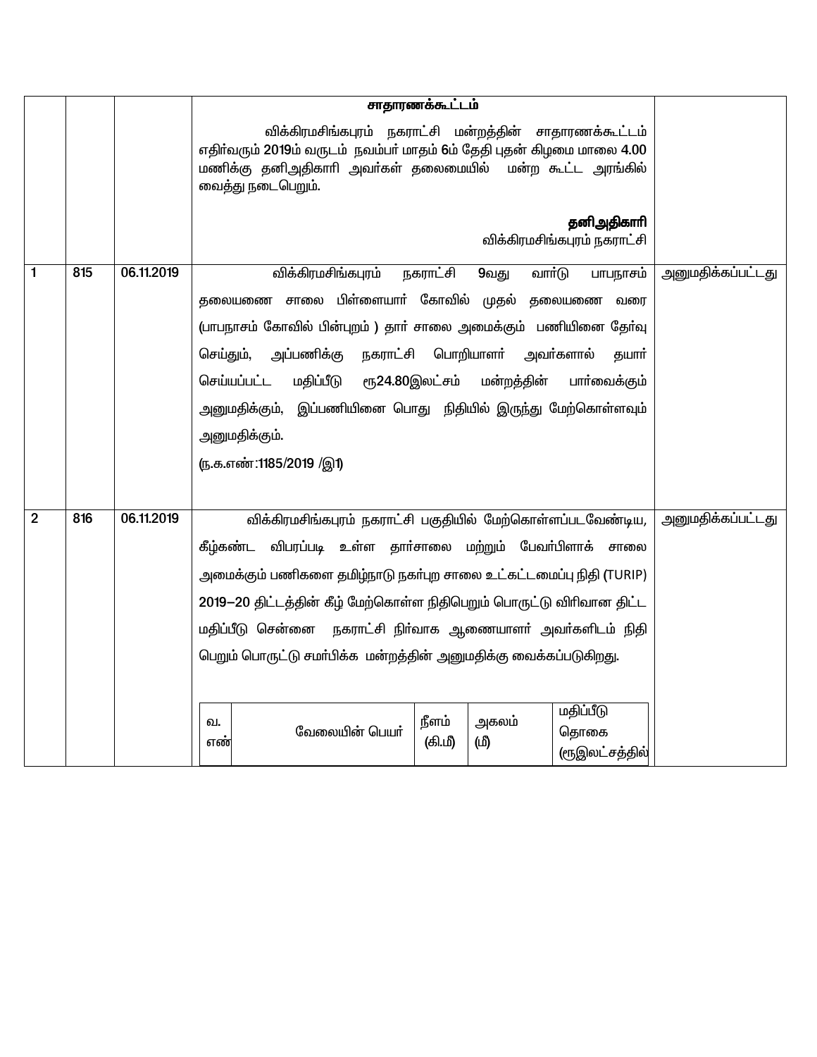| | | | **சாதாரணக்கூட்டம்**<br>விக்கிரமசிங்கபுரம் நகராட்சி மன்றத்தின் சாதாரணக்கூட்டம் எதிர்வரும் 2019ம் வருடம் நவம்பர் மாதம் 6ம் தேதி புதன் கிழமை மாலை 4.00 மணிக்கு தனிஅதிகாரி அவர்கள் தலைமையில் மன்ற கூட்ட அரங்கில் வைத்து நடைபெறும்.<br><br>**தனிஅதிகாரி**<br>விக்கிரமசிங்கபுரம் நகராட்சி | |
|---|---|---|---|---|
| 1 | 815 | 06.11.2019 | விக்கிரமசிங்கபுரம் நகராட்சி 9வது வார்டு பாபநாசம் தலையணை சாலை பிள்ளையார் கோவில் முதல் தலையணை வரை (பாபநாசம் கோவில் பின்புறம் ) தார் சாலை அமைக்கும் பணியினை தேர்வு செய்தும், அப்பணிக்கு நகராட்சி பொறியாளர் அவர்களால் தயார் செய்யப்பட்ட மதிப்பீடு ரூ24.80இலட்சம் மன்றத்தின் பார்வைக்கும் அனுமதிக்கும், இப்பணியினை பொது நிதியில் இருந்து மேற்கொள்ளவும் அனுமதிக்கும்.<br>(ந.க.எண்:1185/2019 /இ1) | அனுமதிக்கப்பட்டது |
| 2 | 816 | 06.11.2019 | விக்கிரமசிங்கபுரம் நகராட்சி பகுதியில் மேற்கொள்ளப்படவேண்டிய, கீழ்கண்ட விபரப்படி உள்ள தார்சாலை மற்றும் பேவர்பிளாக் சாலை அமைக்கும் பணிகளை தமிழ்நாடு நகர்புற சாலை உட்கட்டமைப்பு நிதி (TURIP) 2019–20 திட்டத்தின் கீழ் மேற்கொள்ள நிதிபெறும் பொருட்டு விரிவான திட்ட மதிப்பீடு சென்னை நகராட்சி நிர்வாக ஆணையாளர் அவர்களிடம் நிதி பெறும் பொருட்டு சமர்பிக்க மன்றத்தின் அனுமதிக்கு வைக்கப்படுகிறது. | அனுமதிக்கப்பட்டது |

| வ. எண் | வேலையின் பெயர் | நீளம் (கி.மீ) | அகலம் (மீ) | மதிப்பீடு தொகை (ரூஇலட்சத்தில் |
|---|---|---|---|---|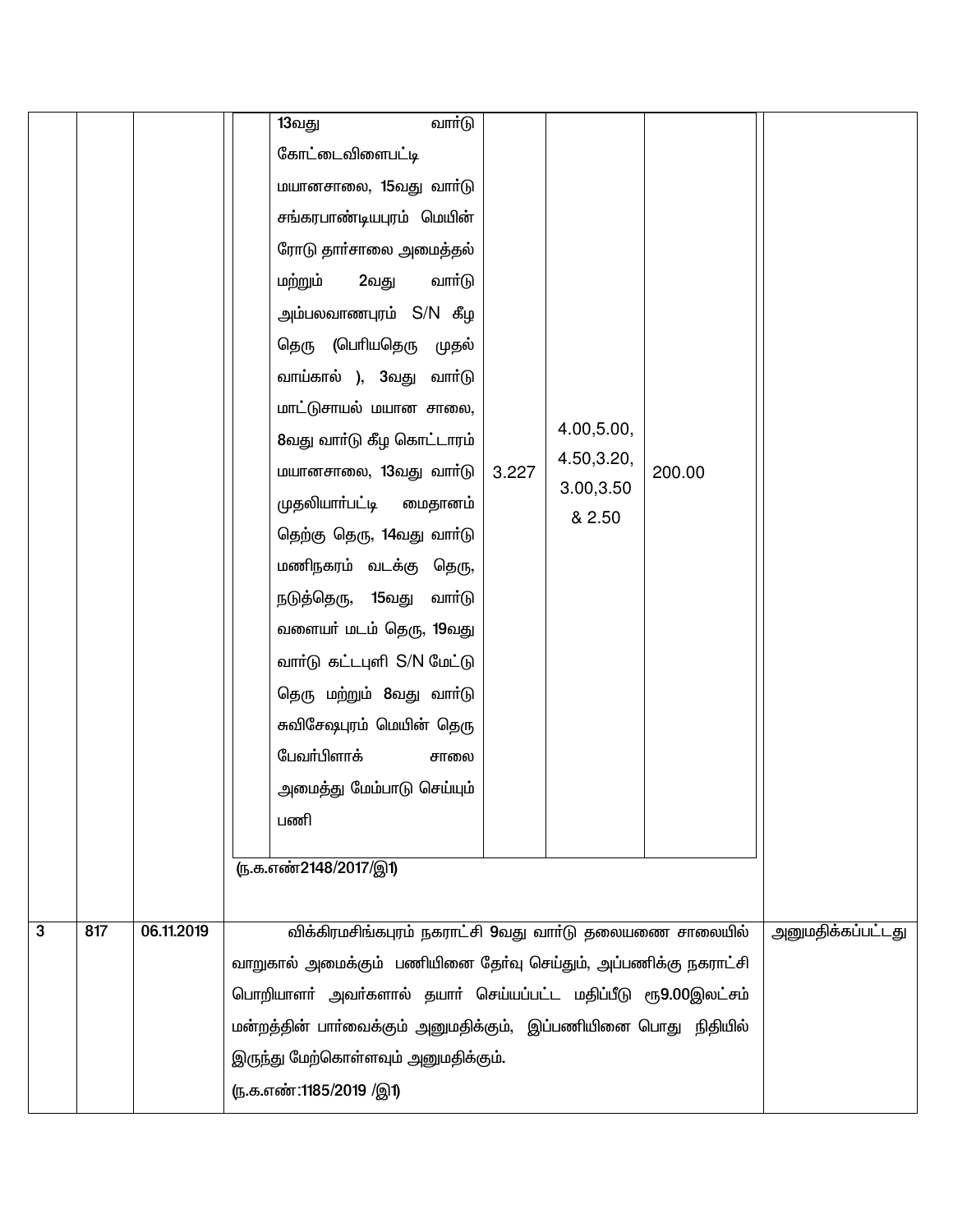| | | | | | | | |
|---|---|---|---|---|---|---|---|
| | | | 13வது வார்டு கோட்டைவிளைபட்டி மயானசாலை, 15வது வார்டு சங்கரபாண்டியபுரம் மெயின் ரோடு தார்சாலை அமைத்தல் மற்றும் 2வது வார்டு அம்பலவாணபுரம் S/N கீழ தெரு (பெரியதெரு முதல் வாய்கால் ), 3வது வார்டு மாட்டுசாயல் மயான சாலை, 8வது வார்டு கீழ கொட்டாரம் மயானசாலை, 13வது வார்டு முதலியார்பட்டி மைதானம் தெற்கு தெரு, 14வது வார்டு மணிநகரம் வடக்கு தெரு, நடுத்தெரு, 15வது வார்டு வளையர் மடம் தெரு, 19வது வார்டு கட்டபுளி S/N மேட்டு தெரு மற்றும் 8வது வார்டு சுவிசேஷபுரம் மெயின் தெரு பேவர்பிளாக் சாலை அமைத்து மேம்பாடு செய்யும் பணி | 3.227 | 4.00,5.00, 4.50,3.20, 3.00,3.50 & 2.50 | 200.00 | |
| | | | (ந.க.எண்2148/2017/இ1) | | | | |
| 3 | 817 | 06.11.2019 | விக்கிரமசிங்கபுரம் நகராட்சி 9வது வார்டு தலையணை சாலையில் வாறுகால் அமைக்கும் பணியினை தேர்வு செய்தும், அப்பணிக்கு நகராட்சி பொறியாளர் அவர்களால் தயார் செய்யப்பட்ட மதிப்பீடு ரூ9.00இலட்சம் மன்றத்தின் பார்வைக்கும் அனுமதிக்கும், இப்பணியினை பொது நிதியில் இருந்து மேற்கொள்ளவும் அனுமதிக்கும். (ந.க.எண்:1185/2019 /இ1) | | | | அனுமதிக்கப்பட்டது |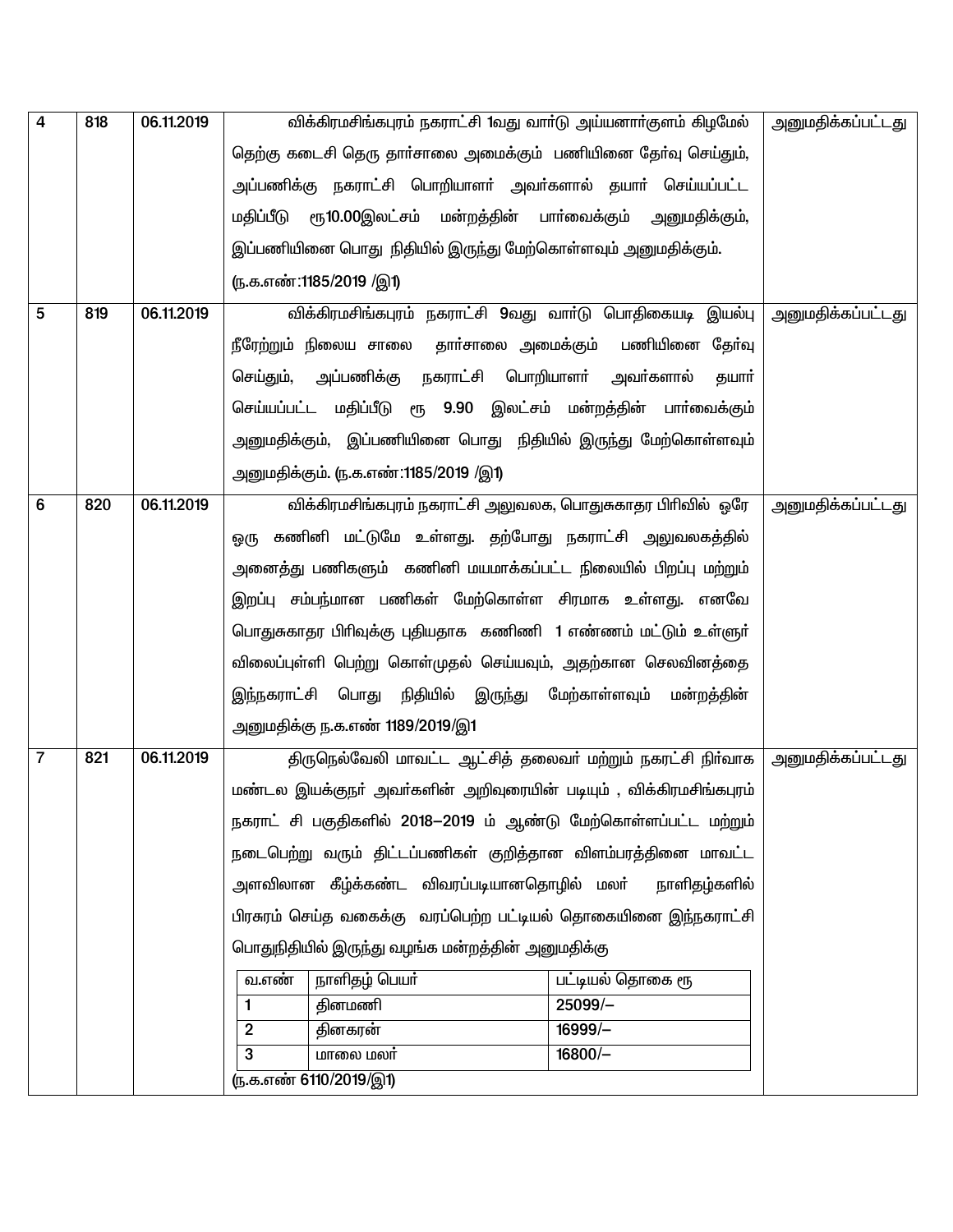| | | | | |
|---|---|---|---|---|
| 4 | 818 | 06.11.2019 | விக்கிரமசிங்கபுரம் நகராட்சி 1வது வார்டு அய்யனார்குளம் கிழமேல் தெற்கு கடைசி தெரு தார்சாலை அமைக்கும் பணியினை தேர்வு செய்தும், அப்பணிக்கு நகராட்சி பொறியாளர் அவர்களால் தயார் செய்யப்பட்ட மதிப்பீடு ரூ10.00இலட்சம் மன்றத்தின் பார்வைக்கும் அனுமதிக்கும், இப்பணியினை பொது நிதியில் இருந்து மேற்கொள்ளவும் அனுமதிக்கும். (ந.க.எண்:1185/2019 /இ1) | அனுமதிக்கப்பட்டது |
| 5 | 819 | 06.11.2019 | விக்கிரமசிங்கபுரம் நகராட்சி 9வது வார்டு பொதிகையடி இயல்பு நீரேற்றும் நிலைய சாலை தார்சாலை அமைக்கும் பணியினை தேர்வு செய்தும், அப்பணிக்கு நகராட்சி பொறியாளர் அவர்களால் தயார் செய்யப்பட்ட மதிப்பீடு ரூ 9.90 இலட்சம் மன்றத்தின் பார்வைக்கும் அனுமதிக்கும், இப்பணியினை பொது நிதியில் இருந்து மேற்கொள்ளவும் அனுமதிக்கும். (ந.க.எண்:1185/2019 /இ1) | அனுமதிக்கப்பட்டது |
| 6 | 820 | 06.11.2019 | விக்கிரமசிங்கபுரம் நகராட்சி அலுவலக, பொதுசுகாதர பிரிவில் ஒரே ஒரு கணினி மட்டுமே உள்ளது. தற்போது நகராட்சி அலுவலகத்தில் அனைத்து பணிகளும் கணினி மயமாக்கப்பட்ட நிலையில் பிறப்பு மற்றும் இறப்பு சம்பந்மான பணிகள் மேற்கொள்ள சிரமாக உள்ளது. எனவே பொதுசுகாதர பிரிவுக்கு புதியதாக கணினி 1 எண்ணம் மட்டும் உள்ளூர் விலைப்புள்ளி பெற்று கொள்முதல் செய்யவும், அதற்கான செலவினத்தை இந்நகராட்சி பொது நிதியில் இருந்து மேற்காள்ளவும் மன்றத்தின் அனுமதிக்கு ந.க.எண் 1189/2019/இ1 | அனுமதிக்கப்பட்டது |
| 7 | 821 | 06.11.2019 | திருநெல்வேலி மாவட்ட ஆட்சித் தலைவர் மற்றும் நகரட்சி நிர்வாக மண்டல இயக்குநர் அவர்களின் அறிவுரையின் படியும் , விக்கிரமசிங்கபுரம் நகராட் சி பகுதிகளில் 2018–2019 ம் ஆண்டு மேற்கொள்ளப்பட்ட மற்றும் நடைபெற்று வரும் திட்டப்பணிகள் குறித்தான விளம்பரத்தினை மாவட்ட அளவிலான கீழ்க்கண்ட விவரப்படியானதொழில் மலர் நாளிதழ்களில் பிரசுரம் செய்த வகைக்கு வரப்பெற்ற பட்டியல் தொகையினை இந்நகராட்சி பொதுநிதியில் இருந்து வழங்க மன்றத்தின் அனுமதிக்கு<br><br>வ.எண் \| நாளிதழ் பெயர் \| பட்டியல் தொகை ரூ<br>1 \| தினமணி \| 25099/–<br>2 \| தினகரன் \| 16999/–<br>3 \| மாலை மலர் \| 16800/–<br><br>(ந.க.எண் 6110/2019/இ1) | அனுமதிக்கப்பட்டது |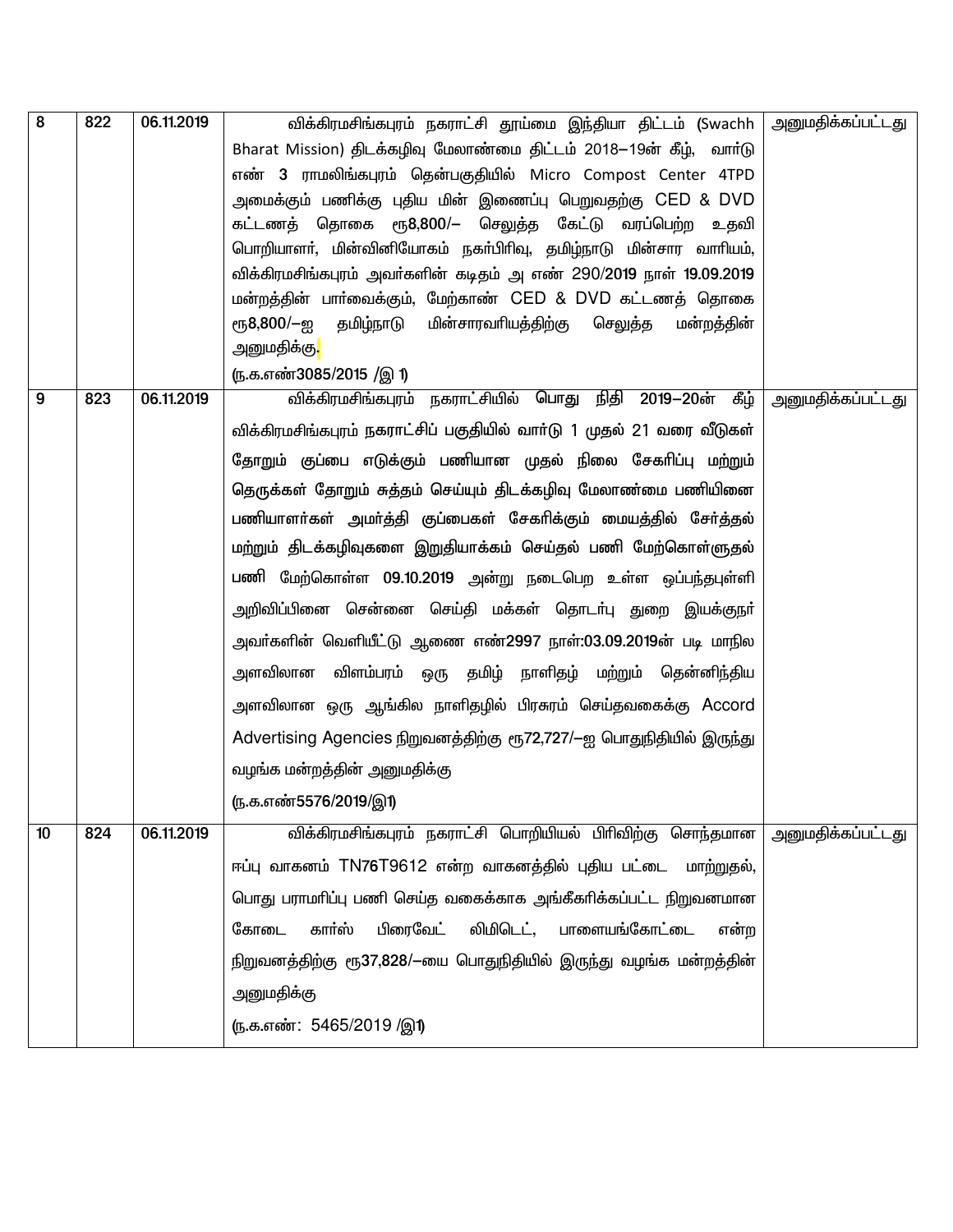| 8 | 822 | 06.11.2019 | விக்கிரமசிங்கபுரம் நகராட்சி தூய்மை இந்தியா திட்டம் (Swachh Bharat Mission) திடக்கழிவு மேலாண்மை திட்டம் 2018–19ன் கீழ், வார்டு எண் 3 ராமலிங்கபுரம் தென்பகுதியில் Micro Compost Center 4TPD அமைக்கும் பணிக்கு புதிய மின் இணைப்பு பெறுவதற்கு CED & DVD கட்டணத் தொகை ரூ8,800/– செலுத்த கேட்டு வரப்பெற்ற உதவி பொறியாளர், மின்வினியோகம் நகர்பிரிவு, தமிழ்நாடு மின்சார வாரியம், விக்கிரமசிங்கபுரம் அவர்களின் கடிதம் அ எண் 290/2019 நாள் 19.09.2019 மன்றத்தின் பார்வைக்கும், மேற்காண் CED & DVD கட்டணத் தொகை ரூ8,800/–ஐ தமிழ்நாடு மின்சாரவரியத்திற்கு செலுத்த மன்றத்தின் அனுமதிக்கு. (ந.க.எண்3085/2015 /இ 1) | அனுமதிக்கப்பட்டது |
|---|---|---|---|---|
| 9 | 823 | 06.11.2019 | விக்கிரமசிங்கபுரம் நகராட்சியில் பொது நிதி 2019–20ன் கீழ் விக்கிரமசிங்கபுரம் நகராட்சிப் பகுதியில் வார்டு 1 முதல் 21 வரை வீடுகள் தோறும் குப்பை எடுக்கும் பணியான முதல் நிலை சேகரிப்பு மற்றும் தெருக்கள் தோறும் சுத்தம் செய்யும் திடக்கழிவு மேலாண்மை பணியினை பணியாளர்கள் அமர்த்தி குப்பைகள் சேகரிக்கும் மையத்தில் சேர்த்தல் மற்றும் திடக்கழிவுகளை இறுதியாக்கம் செய்தல் பணி மேற்கொள்ளுதல் பணி மேற்கொள்ள 09.10.2019 அன்று நடைபெற உள்ள ஒப்பந்தபுள்ளி அறிவிப்பினை சென்னை செய்தி மக்கள் தொடர்பு துறை இயக்குநர் அவர்களின் வெளியீட்டு ஆணை எண்2997 நாள்:03.09.2019ன் படி மாநில அளவிலான விளம்பரம் ஒரு தமிழ் நாளிதழ் மற்றும் தென்னிந்திய அளவிலான ஒரு ஆங்கில நாளிதழில் பிரசுரம் செய்தவகைக்கு Accord Advertising Agencies நிறுவனத்திற்கு ரூ72,727/–ஐ பொதுநிதியில் இருந்து வழங்க மன்றத்தின் அனுமதிக்கு (ந.க.எண்5576/2019/இ1) | அனுமதிக்கப்பட்டது |
| 10 | 824 | 06.11.2019 | விக்கிரமசிங்கபுரம் நகராட்சி பொறியியல் பிரிவிற்கு சொந்தமான ஈப்பு வாகனம் TN76T9612 என்ற வாகனத்தில் புதிய பட்டை மாற்றுதல், பொது பராமரிப்பு பணி செய்த வகைக்காக அங்கீகரிக்கப்பட்ட நிறுவனமான கோடை கார்ஸ் பிரைவேட் லிமிடெட், பாளையங்கோட்டை என்ற நிறுவனத்திற்கு ரூ37,828/–யை பொதுநிதியில் இருந்து வழங்க மன்றத்தின் அனுமதிக்கு (ந.க.எண்: 5465/2019 /இ1) | அனுமதிக்கப்பட்டது |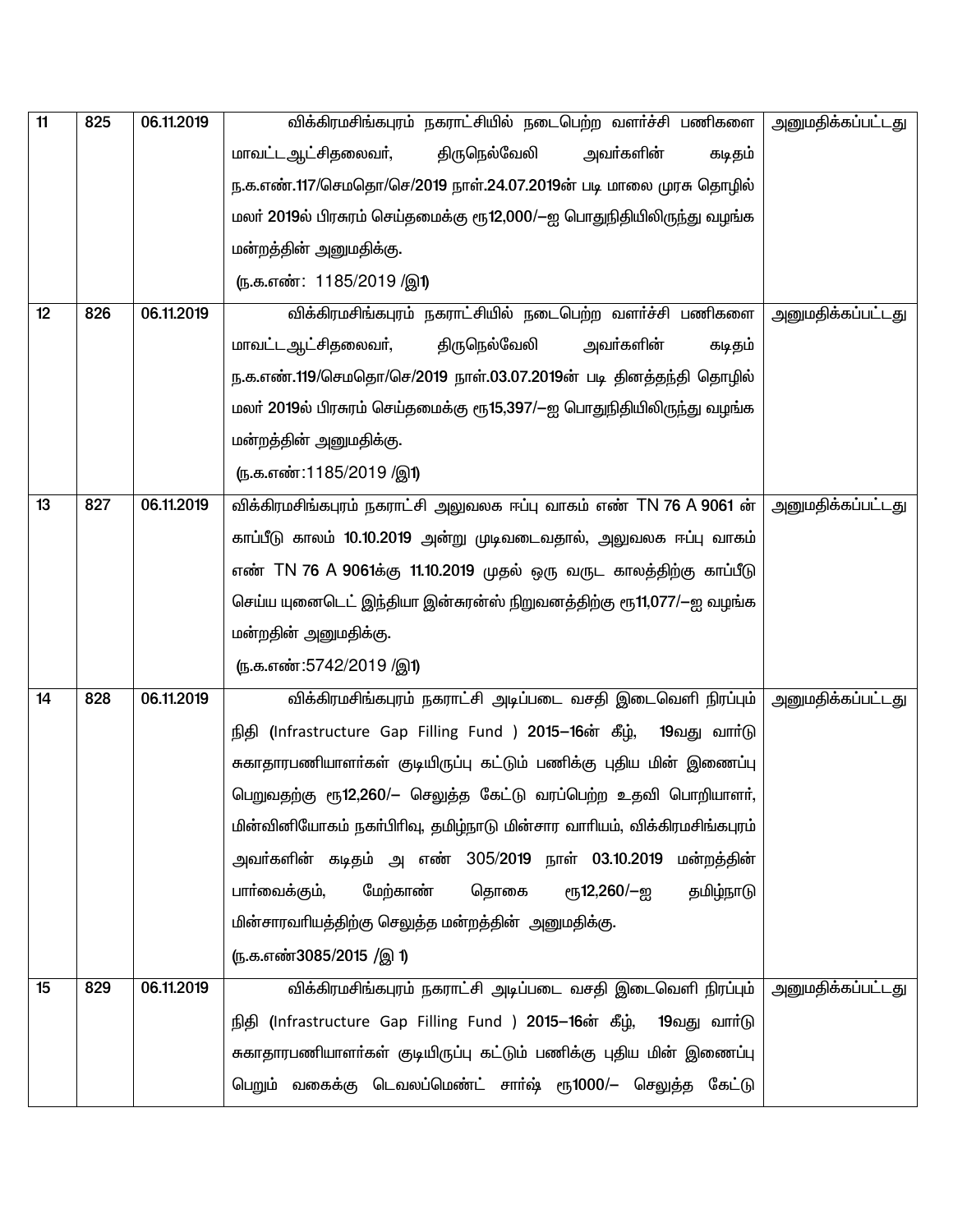| 11 | 825 | 06.11.2019 | விக்கிரமசிங்கபுரம் நகராட்சியில் நடைபெற்ற வளர்ச்சி பணிகளை மாவட்டஆட்சிதலைவர், திருநெல்வேலி அவர்களின் கடிதம் ந.க.எண்.117/செமதொ/செ/2019 நாள்.24.07.2019ன் படி மாலை முரசு தொழில் மலர் 2019ல் பிரசுரம் செய்தமைக்கு ரூ12,000/—ஐ பொதுநிதியிலிருந்து வழங்க மன்றத்தின் அனுமதிக்கு. (ந.க.எண்: 1185/2019 /இ1) | அனுமதிக்கப்பட்டது |
|---|---|---|---|---|
| 12 | 826 | 06.11.2019 | விக்கிரமசிங்கபுரம் நகராட்சியில் நடைபெற்ற வளர்ச்சி பணிகளை மாவட்டஆட்சிதலைவர், திருநெல்வேலி அவர்களின் கடிதம் ந.க.எண்.119/செமதொ/செ/2019 நாள்.03.07.2019ன் படி தினத்தந்தி தொழில் மலர் 2019ல் பிரசுரம் செய்தமைக்கு ரூ15,397/—ஐ பொதுநிதியிலிருந்து வழங்க மன்றத்தின் அனுமதிக்கு. (ந.க.எண்:1185/2019 /இ1) | அனுமதிக்கப்பட்டது |
| 13 | 827 | 06.11.2019 | விக்கிரமசிங்கபுரம் நகராட்சி அலுவலக ஈப்பு வாகம் எண் TN 76 A 9061 ன் காப்பீடு காலம் 10.10.2019 அன்று முடிவடைவதால், அலுவலக ஈப்பு வாகம் எண் TN 76 A 9061க்கு 11.10.2019 முதல் ஒரு வருட காலத்திற்கு காப்பீடு செய்ய யுனைடெட் இந்தியா இன்சுரன்ஸ் நிறுவனத்திற்கு ரூ11,077/—ஐ வழங்க மன்றதின் அனுமதிக்கு. (ந.க.எண்:5742/2019 /இ1) | அனுமதிக்கப்பட்டது |
| 14 | 828 | 06.11.2019 | விக்கிரமசிங்கபுரம் நகராட்சி அடிப்படை வசதி இடைவெளி நிரப்பும் நிதி (Infrastructure Gap Filling Fund ) 2015—16ன் கீழ், 19வது வார்டு சுகாதாரபணியாளர்கள் குடியிருப்பு கட்டும் பணிக்கு புதிய மின் இணைப்பு பெறுவதற்கு ரூ12,260/— செலுத்த கேட்டு வரப்பெற்ற உதவி பொறியாளர், மின்வினியோகம் நகர்பிரிவு, தமிழ்நாடு மின்சார வாரியம், விக்கிரமசிங்கபுரம் அவர்களின் கடிதம் அ எண் 305/2019 நாள் 03.10.2019 மன்றத்தின் பார்வைக்கும், மேற்காண் தொகை ரூ12,260/—ஐ தமிழ்நாடு மின்சாரவரியத்திற்கு செலுத்த மன்றத்தின் அனுமதிக்கு. (ந.க.எண்3085/2015 /இ 1) | அனுமதிக்கப்பட்டது |
| 15 | 829 | 06.11.2019 | விக்கிரமசிங்கபுரம் நகராட்சி அடிப்படை வசதி இடைவெளி நிரப்பும் நிதி (Infrastructure Gap Filling Fund ) 2015—16ன் கீழ், 19வது வார்டு சுகாதாரபணியாளர்கள் குடியிருப்பு கட்டும் பணிக்கு புதிய மின் இணைப்பு பெறும் வகைக்கு டெவலப்மெண்ட் சார்ஷ் ரூ1000/— செலுத்த கேட்டு | அனுமதிக்கப்பட்டது |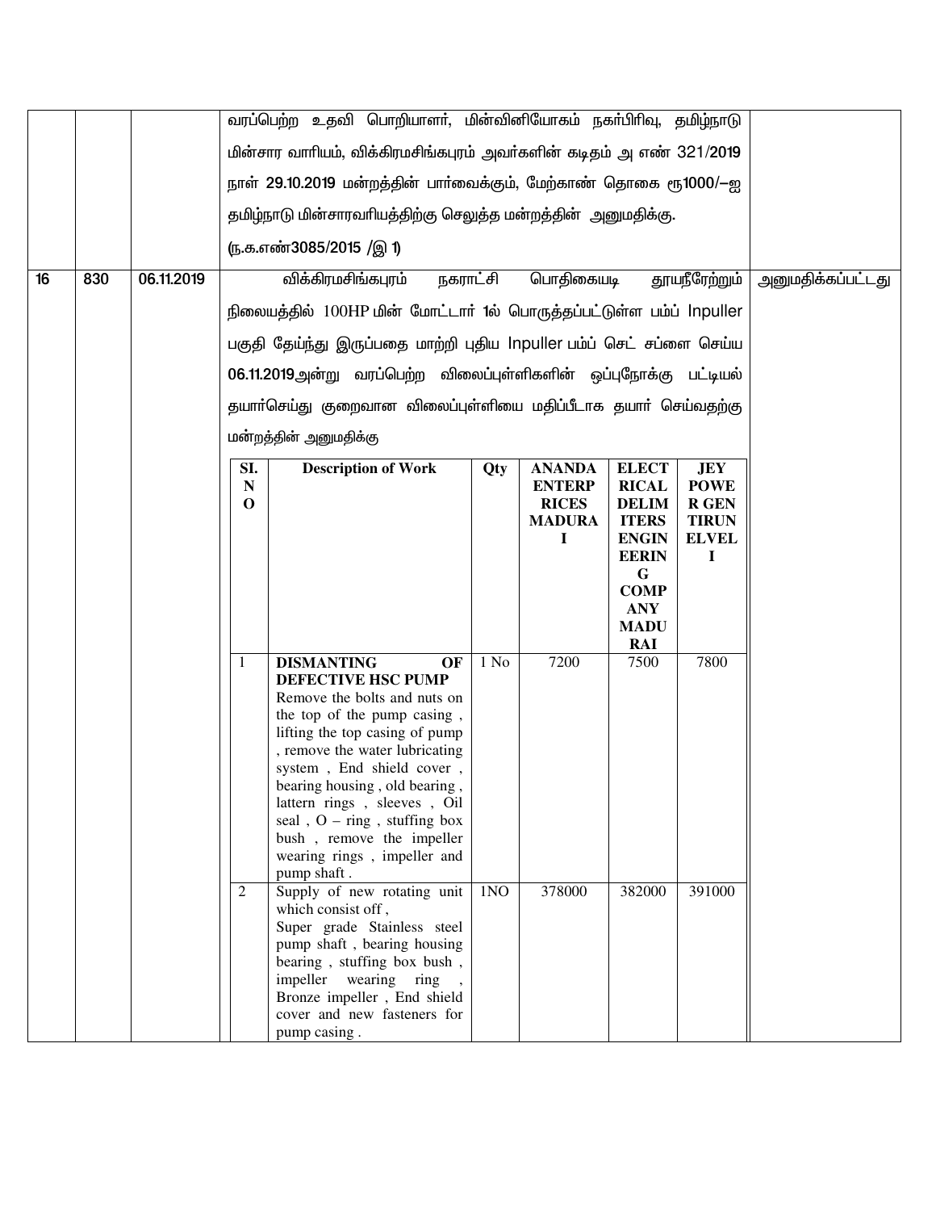| | | | | |
|---|---|---|---|---|
| | | | வரப்பெற்ற உதவி பொறியாளர், மின்வினியோகம் நகர்பிரிவு, தமிழ்நாடு மின்சார வாரியம், விக்கிரமசிங்கபுரம் அவர்களின் கடிதம் அ எண் 321/2019 நாள் 29.10.2019 மன்றத்தின் பார்வைக்கும், மேற்காண் தொகை ரூ1000/–ஐ தமிழ்நாடு மின்சாரவரியத்திற்கு செலுத்த மன்றத்தின் அனுமதிக்கு. (ந.க.எண்3085/2015 /இ 1) | |
| 16 | 830 | 06.11.2019 | விக்கிரமசிங்கபுரம் நகராட்சி பொதிகையடி தூயநீரேற்றும் நிலையத்தில் 100HP மின் மோட்டார் 1ல் பொருத்தப்பட்டுள்ள பம்ப் Inpuller பகுதி தேய்ந்து இருப்பதை மாற்றி புதிய Inpuller பம்ப் செட் சப்ளை செய்ய 06.11.2019அன்று வரப்பெற்ற விலைப்புள்ளிகளின் ஒப்புநோக்கு பட்டியல் தயார்செய்து குறைவான விலைப்புள்ளியை மதிப்பீடாக தயார் செய்வதற்கு மன்றத்தின் அனுமதிக்கு | அனுமதிக்கப்பட்டது |

| SI. NO | Description of Work | Qty | ANANDA ENTERPRICES MADURAI | ELECTRICAL DELIMITERS ENGINEERING COMPANY MADURAI | JEY POWER GEN TIRUNELVELI |
|---|---|---|---|---|---|
| 1 | **DISMANTING OF DEFECTIVE HSC PUMP** Remove the bolts and nuts on the top of the pump casing , lifting the top casing of pump , remove the water lubricating system , End shield cover , bearing housing , old bearing , lattern rings , sleeves , Oil seal , O – ring , stuffing box bush , remove the impeller wearing rings , impeller and pump shaft . | 1 No | 7200 | 7500 | 7800 |
| 2 | Supply of new rotating unit which consist off , Super grade Stainless steel pump shaft , bearing housing bearing , stuffing box bush , impeller wearing ring , Bronze impeller , End shield cover and new fasteners for pump casing . | 1NO | 378000 | 382000 | 391000 |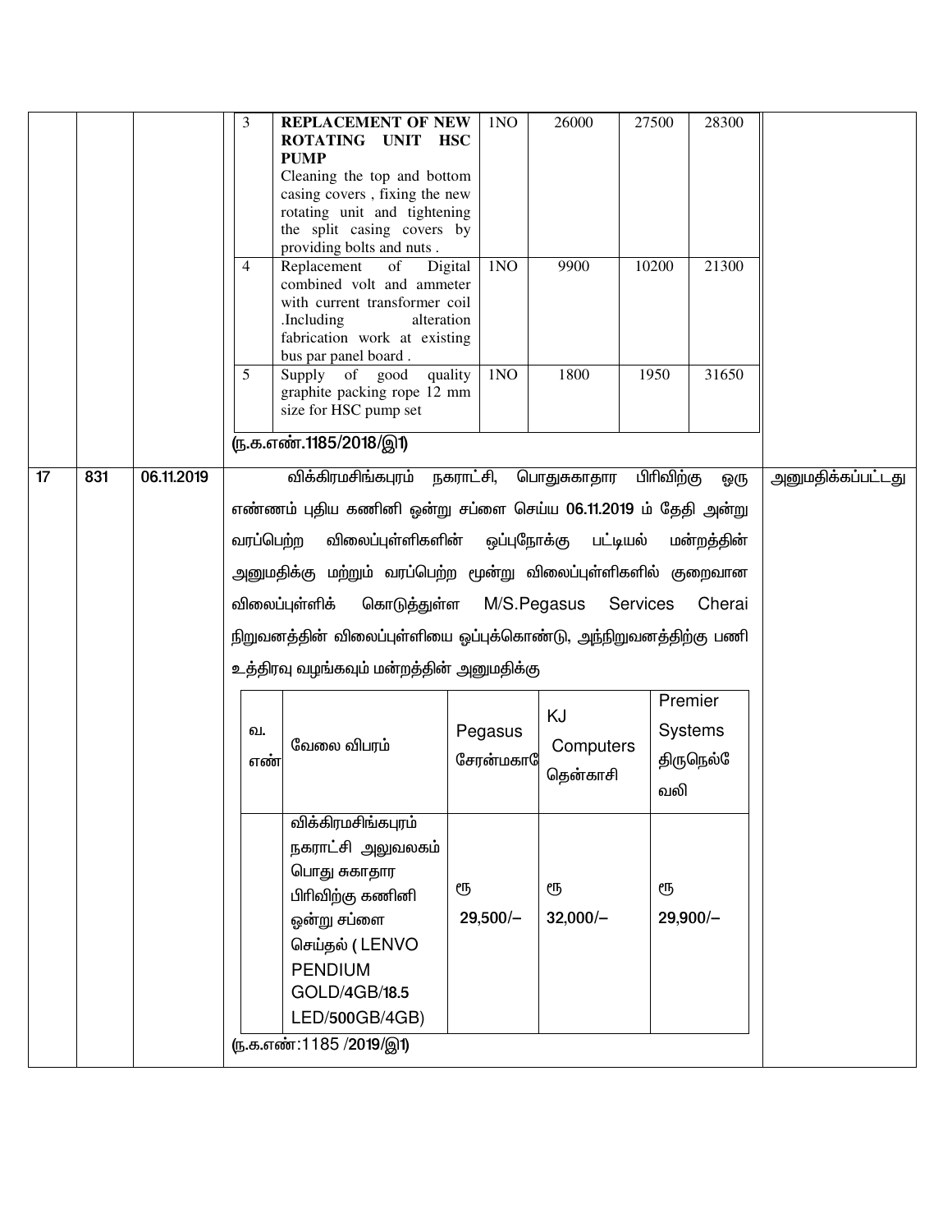| | | | | | | | | | |
|---|---|---|---|---|---|---|---|---|---|
| | | | 3 | **REPLACEMENT OF NEW ROTATING UNIT HSC PUMP** Cleaning the top and bottom casing covers , fixing the new rotating unit and tightening the split casing covers by providing bolts and nuts . | 1NO | 26000 | 27500 | 28300 | |
| | | | 4 | Replacement of Digital combined volt and ammeter with current transformer coil .Including alteration fabrication work at existing bus par panel board . | 1NO | 9900 | 10200 | 21300 | |
| | | | 5 | Supply of good quality graphite packing rope 12 mm size for HSC pump set | 1NO | 1800 | 1950 | 31650 | |

(ந.க.எண்.1185/2018/இ1)

| | | | | |
|---|---|---|---|---|
| 17 | 831 | 06.11.2019 | விக்கிரமசிங்கபுரம் நகராட்சி, பொதுசுகாதார பிரிவிற்கு ஒரு எண்ணம் புதிய கணினி ஒன்று சப்ளை செய்ய 06.11.2019 ம் தேதி அன்று வரப்பெற்ற விலைப்புள்ளிகளின் ஒப்புநோக்கு பட்டியல் மன்றத்தின் அனுமதிக்கு மற்றும் வரப்பெற்ற மூன்று விலைப்புள்ளிகளில் குறைவான விலைப்புள்ளிக் கொடுத்துள்ள M/S.Pegasus Services Cherai நிறுவனத்தின் விலைப்புள்ளியை ஒப்புக்கொண்டு, அந்நிறுவனத்திற்கு பணி உத்திரவு வழங்கவும் மன்றத்தின் அனுமதிக்கு | அனுமதிக்கப்பட்டது |

| வ. எண் | வேலை விபரம் | Pegasus சேரன்மகாதே | KJ Computers தென்காசி | Premier Systems திருநெல்வேலி |
|---|---|---|---|---|
| | விக்கிரமசிங்கபுரம் நகராட்சி அலுவலகம் பொது சுகாதார பிரிவிற்கு கணினி ஒன்று சப்ளை செய்தல் ( LENVO PENDIUM GOLD/4GB/18.5 LED/500GB/4GB) | ரூ 29,500/– | ரூ 32,000/– | ரூ 29,900/– |

(ந.க.எண்:1185 /2019/இ1)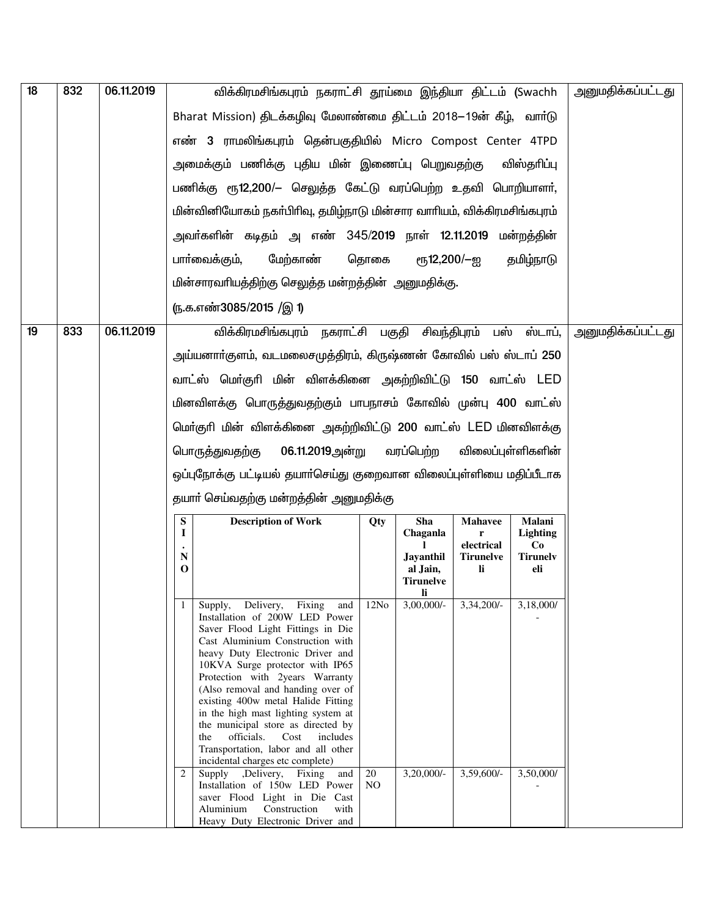| 18 | 832 | 06.11.2019 | விக்கிரமசிங்கபுரம் நகராட்சி தூய்மை இந்தியா திட்டம் (Swachh Bharat Mission) திடக்கழிவு மேலாண்மை திட்டம் 2018–19ன் கீழ், வார்டு எண் 3 ராமலிங்கபுரம் தென்பகுதியில் Micro Compost Center 4TPD அமைக்கும் பணிக்கு புதிய மின் இணைப்பு பெறுவதற்கு விஸ்தரிப்பு பணிக்கு ரூ12,200/– செலுத்த கேட்டு வரப்பெற்ற உதவி பொறியாளர், மின்வினியோகம் நகர்பிரிவு, தமிழ்நாடு மின்சார வாரியம், விக்கிரமசிங்கபுரம் அவர்களின் கடிதம் அ எண் 345/2019 நாள் 12.11.2019 மன்றத்தின் பார்வைக்கும், மேற்காண் தொகை ரூ12,200/–ஐ தமிழ்நாடு மின்சாரவரியத்திற்கு செலுத்த மன்றத்தின் அனுமதிக்கு. (ந.க.எண்3085/2015 /இ 1) | அனுமதிக்கப்பட்டது |
|---|---|---|---|---|
| 19 | 833 | 06.11.2019 | விக்கிரமசிங்கபுரம் நகராட்சி பகுதி சிவந்திபுரம் பஸ் ஸ்டாப், அய்யனார்குளம், வடமலைசமுத்திரம், கிருஷ்ணன் கோவில் பஸ் ஸ்டாப் 250 வாட்ஸ் மொர்குரி மின் விளக்கினை அகற்றிவிட்டு 150 வாட்ஸ் LED மினவிளக்கு பொருத்துவதற்கும் பாபநாசம் கோவில் முன்பு 400 வாட்ஸ் மொர்குரி மின் விளக்கினை அகற்றிவிட்டு 200 வாட்ஸ் LED மினவிளக்கு பொருத்துவதற்கு 06.11.2019அன்று வரப்பெற்ற விலைப்புள்ளிகளின் ஒப்புநோக்கு பட்டியல் தயார்செய்து குறைவான விலைப்புள்ளியை மதிப்பீடாக தயார் செய்வதற்கு மன்றத்தின் அனுமதிக்கு | அனுமதிக்கப்பட்டது |

| SI. NO | Description of Work | Qty | Sha Chaganlal Jayanthilal Jain, Tirunelveli | Mahaveer electrical Tirunelveli | Malani Lighting Co Tirunelveli |
|---|---|---|---|---|---|
| 1 | Supply, Delivery, Fixing and Installation of 200W LED Power Saver Flood Light Fittings in Die Cast Aluminium Construction with heavy Duty Electronic Driver and 10KVA Surge protector with IP65 Protection with 2years Warranty (Also removal and handing over of existing 400w metal Halide Fitting in the high mast lighting system at the municipal store as directed by the officials. Cost includes Transportation, labor and all other incidental charges etc complete) | 12No | 3,00,000/- | 3,34,200/- | 3,18,000/- |
| 2 | Supply ,Delivery, Fixing and Installation of 150w LED Power saver Flood Light in Die Cast Aluminium Construction with Heavy Duty Electronic Driver and | 20 NO | 3,20,000/- | 3,59,600/- | 3,50,000/- |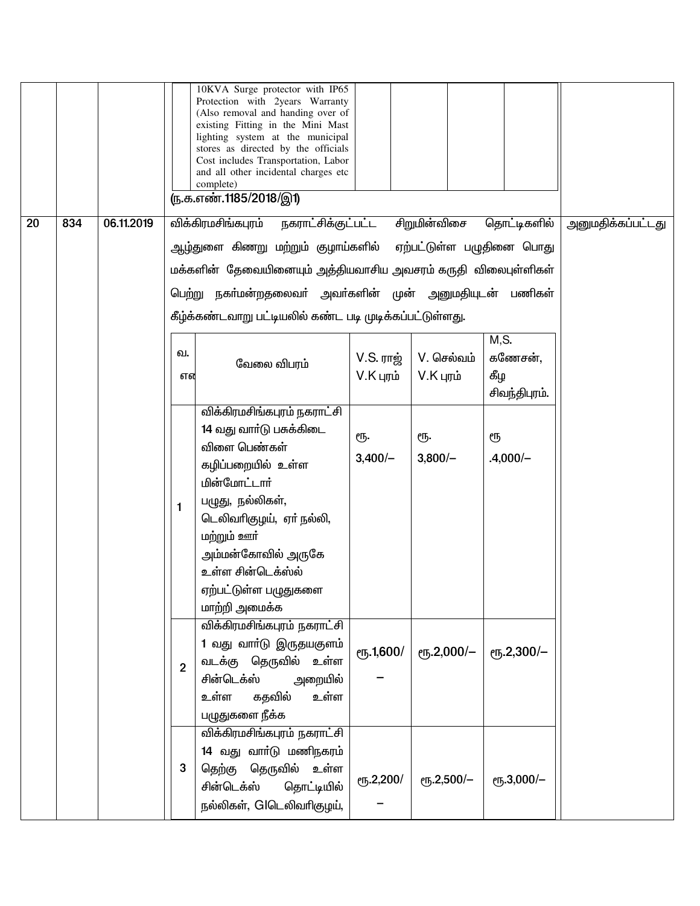| | | | | |
|---|---|---|---|---|
| | | | 10KVA Surge protector with IP65 Protection with 2years Warranty (Also removal and handing over of existing Fitting in the Mini Mast lighting system at the municipal stores as directed by the officials Cost includes Transportation, Labor and all other incidental charges etc complete)<br>(ந.க.எண்.1185/2018/இ1) | |
| 20 | 834 | 06.11.2019 | விக்கிரமசிங்கபுரம் நகராட்சிக்குட்பட்ட சிறுமின்விசை தொட்டிகளில் ஆழ்துளை கிணறு மற்றும் குழாய்களில் ஏற்பட்டுள்ள பழுதினை பொது மக்களின் தேவையினையும் அத்தியவாசிய அவசரம் கருதி விலைபுள்ளிகள் பெற்று நகர்மன்றதலைவர் அவர்களின் முன் அனுமதியுடன் பணிகள் கீழ்க்கண்டவாறு பட்டியலில் கண்ட படி முடிக்கப்பட்டுள்ளது. | அனுமதிக்கப்பட்டது |

| வ. எண் | வேலை விபரம் | V.S. ராஜ் V.K புரம் | V. செல்வம் V.K புரம் | M,S. கணேசன், கீழ சிவந்திபுரம். |
|---|---|---|---|---|
| 1 | விக்கிரமசிங்கபுரம் நகராட்சி 14 வது வார்டு பசுக்கிடை விளை பெண்கள் கழிப்பறையில் உள்ள மின்மோட்டார் பழுது, நல்லிகள், டெலிவரிகுழய், ஏர் நல்லி, மற்றும் ஊர் அம்மன்கோவில் அருகே உள்ள சின்டெக்ஸ்ல் ஏற்பட்டுள்ள பழுதுகளை மாற்றி அமைக்க | ரூ. 3,400/– | ரூ. 3,800/– | ரூ .4,000/– |
| 2 | விக்கிரமசிங்கபுரம் நகராட்சி 1 வது வார்டு இருதயகுளம் வடக்கு தெருவில் உள்ள சின்டெக்ஸ் அறையில் உள்ள கதவில் உள்ள பழுதுகளை நீக்க | ரூ.1,600/ – | ரூ.2,000/– | ரூ.2,300/– |
| 3 | விக்கிரமசிங்கபுரம் நகராட்சி 14 வது வார்டு மணிநகரம் தெற்கு தெருவில் உள்ள சின்டெக்ஸ் தொட்டியில் நல்லிகள், GIடெலிவரிகுழய், | ரூ.2,200/ – | ரூ.2,500/– | ரூ.3,000/– |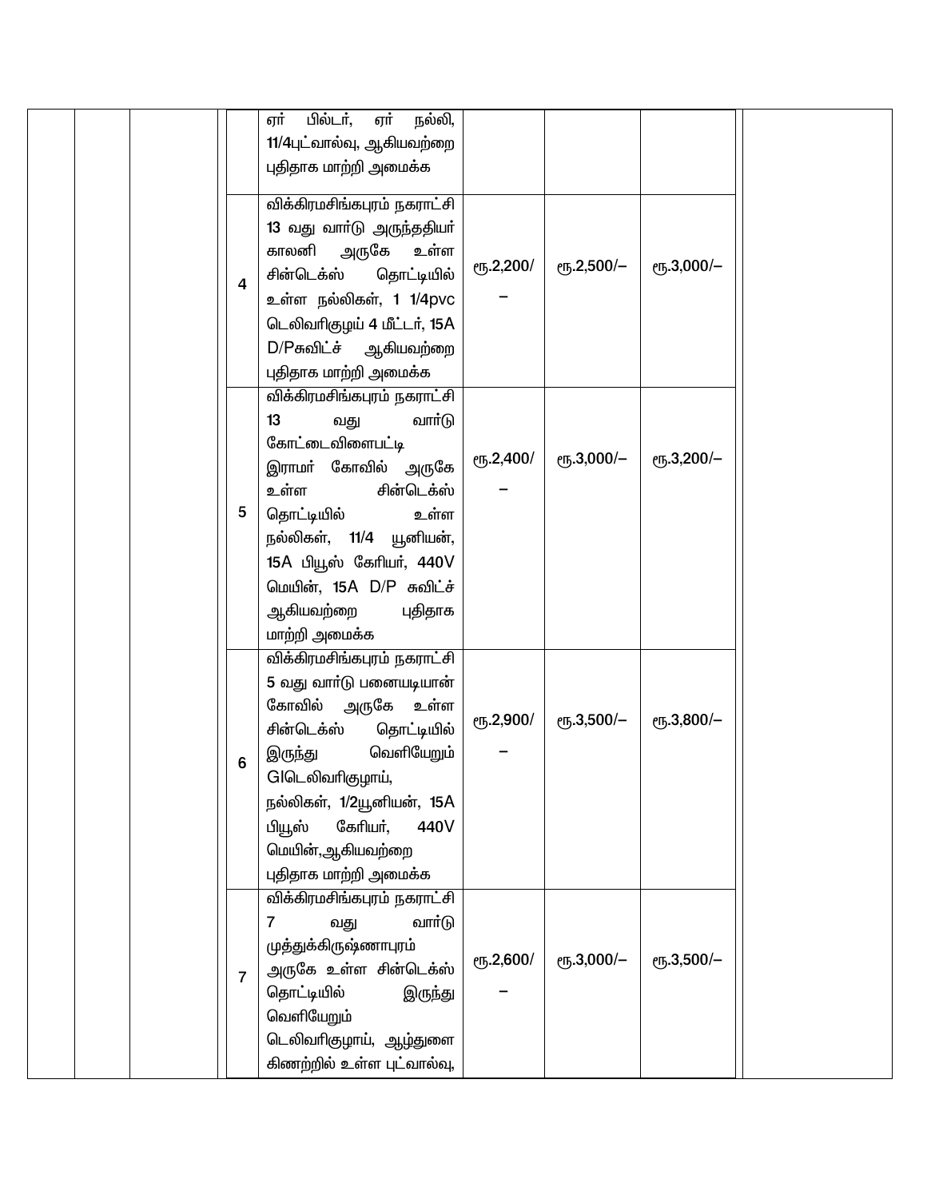| | | | | | | | | |
|---|---|---|---|---|---|---|---|---|
| | | | | ஏர் பில்டர், ஏர் நல்லி, 11/4புட்வால்வு, ஆகியவற்றை புதிதாக மாற்றி அமைக்க | | | | |
| | | | 4 | விக்கிரமசிங்கபுரம் நகராட்சி 13 வது வார்டு அருந்ததியர் காலனி அருகே உள்ள சின்டெக்ஸ் தொட்டியில் உள்ள நல்லிகள், 1 1/4pvc டெலிவரிகுழய் 4 மீட்டர், 15A D/Pசுவிட்ச் ஆகியவற்றை புதிதாக மாற்றி அமைக்க | ரூ.2,200/– | ரூ.2,500/– | ரூ.3,000/– | |
| | | | 5 | விக்கிரமசிங்கபுரம் நகராட்சி 13 வது வார்டு கோட்டைவிளைபட்டி இராமர் கோவில் அருகே உள்ள சின்டெக்ஸ் தொட்டியில் உள்ள நல்லிகள், 11/4 யூனியன், 15A பியூஸ் கேரியர், 440V மெயின், 15A D/P சுவிட்ச் ஆகியவற்றை புதிதாக மாற்றி அமைக்க | ரூ.2,400/– | ரூ.3,000/– | ரூ.3,200/– | |
| | | | 6 | விக்கிரமசிங்கபுரம் நகராட்சி 5 வது வார்டு பனையடியான் கோவில் அருகே உள்ள சின்டெக்ஸ் தொட்டியில் இருந்து வெளியேறும் GIடெலிவரிகுழாய், நல்லிகள், 1/2யூனியன், 15A பியூஸ் கேரியர், 440V மெயின்,ஆகியவற்றை புதிதாக மாற்றி அமைக்க | ரூ.2,900/– | ரூ.3,500/– | ரூ.3,800/– | |
| | | | 7 | விக்கிரமசிங்கபுரம் நகராட்சி 7 வது வார்டு முத்துக்கிருஷ்ணாபுரம் அருகே உள்ள சின்டெக்ஸ் தொட்டியில் இருந்து வெளியேறும் டெலிவரிகுழாய், ஆழ்துளை கிணற்றில் உள்ள புட்வால்வு, | ரூ.2,600/– | ரூ.3,000/– | ரூ.3,500/– | |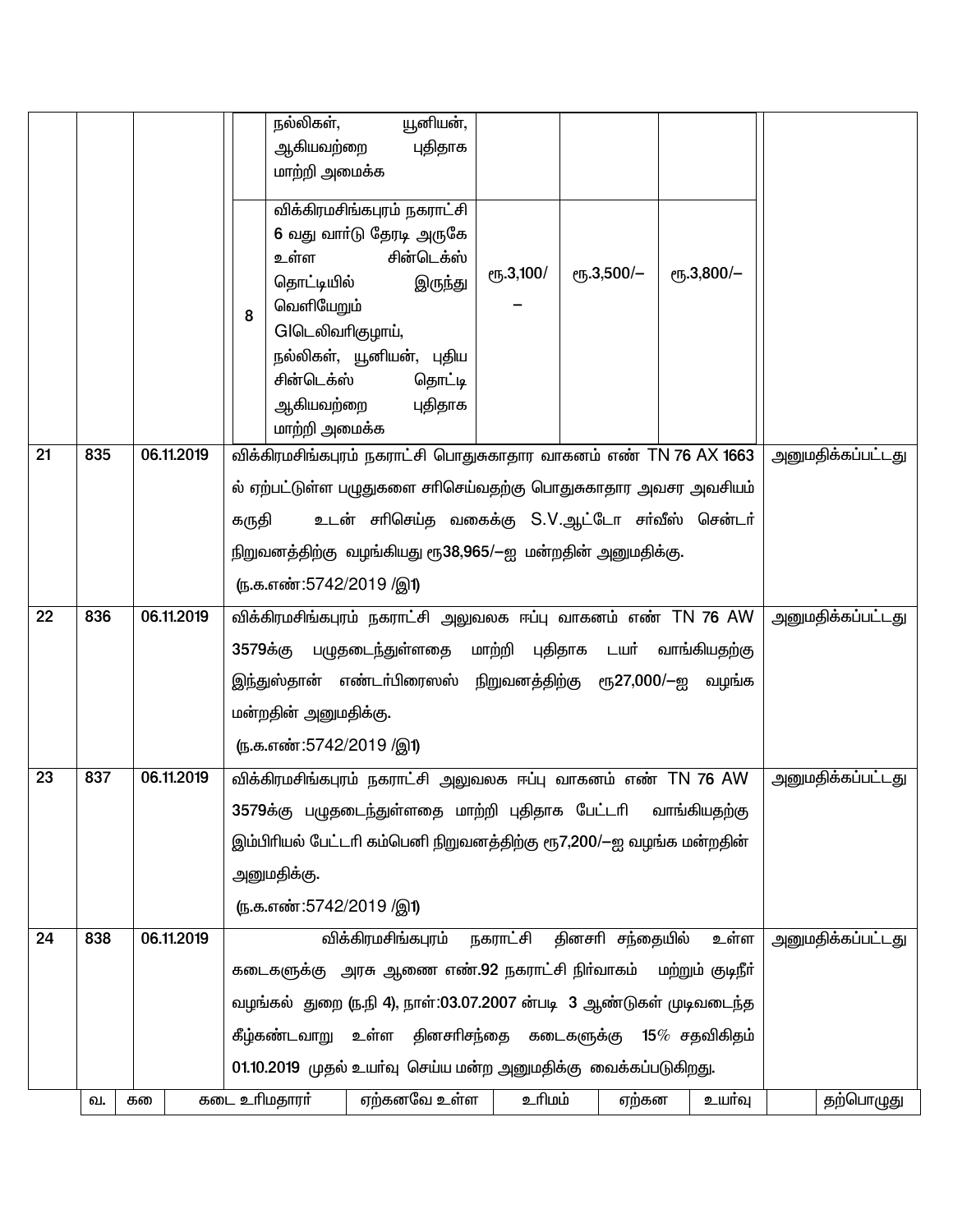| | | | | | | | |
|---|---|---|---|---|---|---|---|
| | | | | நல்லிகள், யூனியன், ஆகியவற்றை புதிதாக மாற்றி அமைக்க | | | | |
| | | | 8 | விக்கிரமசிங்கபுரம் நகராட்சி 6 வது வார்டு தேரடி அருகே உள்ள சின்டெக்ஸ் தொட்டியில் இருந்து வெளியேறும் GIடெலிவரிகுழாய், நல்லிகள், யூனியன், புதிய சின்டெக்ஸ் தொட்டி ஆகியவற்றை புதிதாக மாற்றி அமைக்க | ரூ.3,100/– | ரூ.3,500/– | ரூ.3,800/– | |
| 21 | 835 | 06.11.2019 | | விக்கிரமசிங்கபுரம் நகராட்சி பொதுசுகாதார வாகனம் எண் TN 76 AX 1663 ல் ஏற்பட்டுள்ள பழுதுகளை சரிசெய்வதற்கு பொதுசுகாதார அவசர அவசியம் கருதி உடன் சரிசெய்த வகைக்கு S.V.ஆட்டோ சர்வீஸ் சென்டர் நிறுவனத்திற்கு வழங்கியது ரூ38,965/–ஐ மன்றதின் அனுமதிக்கு. (ந.க.எண்:5742/2019 /இ1) | | | | அனுமதிக்கப்பட்டது |
| 22 | 836 | 06.11.2019 | | விக்கிரமசிங்கபுரம் நகராட்சி அலுவலக ஈப்பு வாகனம் எண் TN 76 AW 3579க்கு பழுதடைந்துள்ளதை மாற்றி புதிதாக டயர் வாங்கியதற்கு இந்துஸ்தான் எண்டர்பிரைஸஸ் நிறுவனத்திற்கு ரூ27,000/–ஐ வழங்க மன்றதின் அனுமதிக்கு. (ந.க.எண்:5742/2019 /இ1) | | | | அனுமதிக்கப்பட்டது |
| 23 | 837 | 06.11.2019 | | விக்கிரமசிங்கபுரம் நகராட்சி அலுவலக ஈப்பு வாகனம் எண் TN 76 AW 3579க்கு பழுதடைந்துள்ளதை மாற்றி புதிதாக பேட்டரி வாங்கியதற்கு இம்பிரியல் பேட்டரி கம்பெனி நிறுவனத்திற்கு ரூ7,200/–ஐ வழங்க மன்றதின் அனுமதிக்கு. (ந.க.எண்:5742/2019 /இ1) | | | | அனுமதிக்கப்பட்டது |
| 24 | 838 | 06.11.2019 | | விக்கிரமசிங்கபுரம் நகராட்சி தினசரி சந்தையில் உள்ள கடைகளுக்கு அரசு ஆணை எண்.92 நகராட்சி நிர்வாகம் மற்றும் குடிநீர் வழங்கல் துறை (ந.நி 4), நாள்:03.07.2007 ன்படி 3 ஆண்டுகள் முடிவடைந்த கீழ்கண்டவாறு உள்ள தினசரிசந்தை கடைகளுக்கு 15% சதவிகிதம் 01.10.2019 முதல் உயர்வு செய்ய மன்ற அனுமதிக்கு வைக்கப்படுகிறது. | | | | அனுமதிக்கப்பட்டது |

| வ. | கடை | கடை உரிமதாரர் | ஏற்கனவே உள்ள | உரிமம் | ஏற்கன | உயர்வு | தற்பொழுது |
|---|---|---|---|---|---|---|---|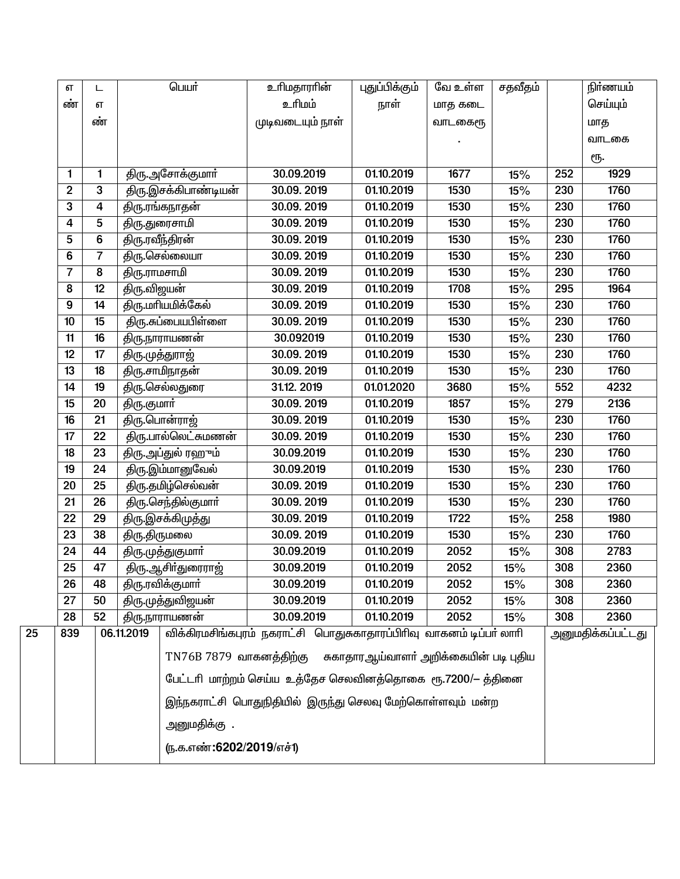| எண் | டஎண் | பெயர் | உரிமதாரரின் உரிமம் முடிவடையும் நாள் | புதுப்பிக்கும் நாள் | வே உள்ள மாத கடை வாடகைரூ. | சதவீதம் | | நிர்ணயம் செய்யும் மாத வாடகை ரூ. |
|---|---|---|---|---|---|---|---|---|
| 1 | 1 | திரு.அசோக்குமார் | 30.09.2019 | 01.10.2019 | 1677 | 15% | 252 | 1929 |
| 2 | 3 | திரு.இசக்கிபாண்டியன் | 30.09. 2019 | 01.10.2019 | 1530 | 15% | 230 | 1760 |
| 3 | 4 | திரு.ரங்கநாதன் | 30.09. 2019 | 01.10.2019 | 1530 | 15% | 230 | 1760 |
| 4 | 5 | திரு.துரைசாமி | 30.09. 2019 | 01.10.2019 | 1530 | 15% | 230 | 1760 |
| 5 | 6 | திரு.ரவீந்திரன் | 30.09. 2019 | 01.10.2019 | 1530 | 15% | 230 | 1760 |
| 6 | 7 | திரு.செல்லையா | 30.09. 2019 | 01.10.2019 | 1530 | 15% | 230 | 1760 |
| 7 | 8 | திரு.ராமசாமி | 30.09. 2019 | 01.10.2019 | 1530 | 15% | 230 | 1760 |
| 8 | 12 | திரு.விஜயன் | 30.09. 2019 | 01.10.2019 | 1708 | 15% | 295 | 1964 |
| 9 | 14 | திரு.மரியமிக்கேல் | 30.09. 2019 | 01.10.2019 | 1530 | 15% | 230 | 1760 |
| 10 | 15 | திரு.சுப்பையபிள்ளை | 30.09. 2019 | 01.10.2019 | 1530 | 15% | 230 | 1760 |
| 11 | 16 | திரு.நாராயணன் | 30.092019 | 01.10.2019 | 1530 | 15% | 230 | 1760 |
| 12 | 17 | திரு.முத்துராஜ் | 30.09. 2019 | 01.10.2019 | 1530 | 15% | 230 | 1760 |
| 13 | 18 | திரு.சாமிநாதன் | 30.09. 2019 | 01.10.2019 | 1530 | 15% | 230 | 1760 |
| 14 | 19 | திரு.செல்லதுரை | 31.12. 2019 | 01.01.2020 | 3680 | 15% | 552 | 4232 |
| 15 | 20 | திரு.குமார் | 30.09. 2019 | 01.10.2019 | 1857 | 15% | 279 | 2136 |
| 16 | 21 | திரு.பொன்ராஜ் | 30.09. 2019 | 01.10.2019 | 1530 | 15% | 230 | 1760 |
| 17 | 22 | திரு.பால்லெட்சுமணன் | 30.09. 2019 | 01.10.2019 | 1530 | 15% | 230 | 1760 |
| 18 | 23 | திரு.அப்துல் ரஹூம் | 30.09.2019 | 01.10.2019 | 1530 | 15% | 230 | 1760 |
| 19 | 24 | திரு.இம்மானுவேல் | 30.09.2019 | 01.10.2019 | 1530 | 15% | 230 | 1760 |
| 20 | 25 | திரு.தமிழ்செல்வன் | 30.09. 2019 | 01.10.2019 | 1530 | 15% | 230 | 1760 |
| 21 | 26 | திரு.செந்தில்குமார் | 30.09. 2019 | 01.10.2019 | 1530 | 15% | 230 | 1760 |
| 22 | 29 | திரு.இசக்கிமுத்து | 30.09. 2019 | 01.10.2019 | 1722 | 15% | 258 | 1980 |
| 23 | 38 | திரு.திருமலை | 30.09. 2019 | 01.10.2019 | 1530 | 15% | 230 | 1760 |
| 24 | 44 | திரு.முத்துகுமார் | 30.09.2019 | 01.10.2019 | 2052 | 15% | 308 | 2783 |
| 25 | 47 | திரு.ஆசிர்துரைராஜ் | 30.09.2019 | 01.10.2019 | 2052 | 15% | 308 | 2360 |
| 26 | 48 | திரு.ரவிக்குமார் | 30.09.2019 | 01.10.2019 | 2052 | 15% | 308 | 2360 |
| 27 | 50 | திரு.முத்துவிஜயன் | 30.09.2019 | 01.10.2019 | 2052 | 15% | 308 | 2360 |
| 28 | 52 | திரு.நாராயணன் | 30.09.2019 | 01.10.2019 | 2052 | 15% | 308 | 2360 |

| | | | | |
|---|---|---|---|---|
| 25 | 839 | 06.11.2019 | விக்கிரமசிங்கபுரம் நகராட்சி பொதுசுகாதாரப்பிரிவு வாகனம் டிப்பர் லாரி TN76B 7879 வாகனத்திற்கு சுகாதார ஆய்வாளர் அறிக்கையின் படி புதிய பேட்டரி மாற்றம் செய்ய உத்தேச செலவினத்தொகை ரூ.7200/– த்தினை இந்நகராட்சி பொதுநிதியில் இருந்து செலவு மேற்கொள்ளவும் மன்ற அனுமதிக்கு . (ந.க.எண்:**6202/2019**/எச்1) | அனுமதிக்கப்பட்டது |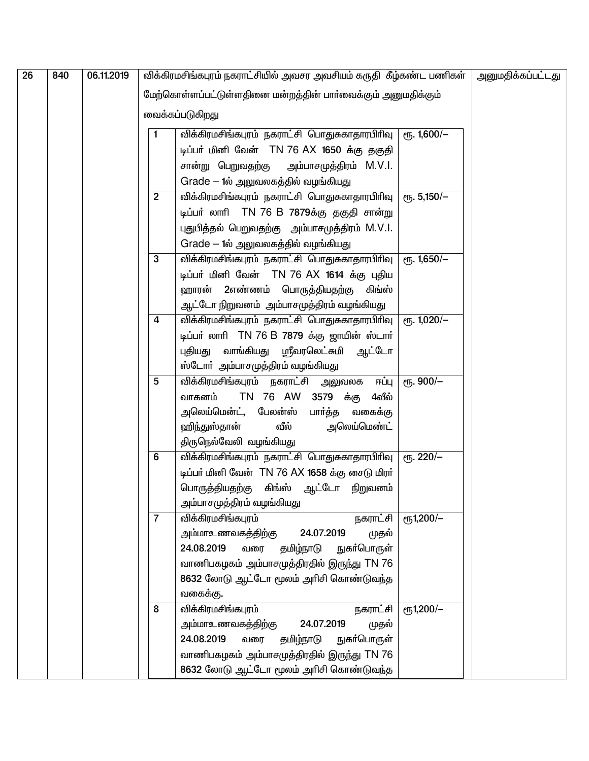| 26 | 840 | 06.11.2019 | விக்கிரமசிங்கபுரம் நகராட்சியில் அவசர அவசியம் கருதி கீழ்கண்ட பணிகள் மேற்கொள்ளப்பட்டுள்ளதினை மன்றத்தின் பார்வைக்கும் அனுமதிக்கும் வைக்கப்படுகிறது | அனுமதிக்கப்பட்டது |
|---|---|---|---|---|

| | | |
|---|---|---|
| 1 | விக்கிரமசிங்கபுரம் நகராட்சி பொதுசுகாதாரபிரிவு டிப்பர் மினி வேன் TN 76 AX 1650 க்கு தகுதி சான்று பெறுவதற்கு அம்பாசமுத்திரம் M.V.I. Grade – 1ல் அலுவலகத்தில் வழங்கியது | ரூ. 1,600/– |
| 2 | விக்கிரமசிங்கபுரம் நகராட்சி பொதுசுகாதாரபிரிவு டிப்பர் லாரி TN 76 B 7879க்கு தகுதி சான்று புதுபித்தல் பெறுவதற்கு அம்பாசமுத்திரம் M.V.I. Grade – 1ல் அலுவலகத்தில் வழங்கியது | ரூ. 5,150/– |
| 3 | விக்கிரமசிங்கபுரம் நகராட்சி பொதுசுகாதாரபிரிவு டிப்பர் மினி வேன் TN 76 AX 1614 க்கு புதிய ஹாரன் 2எண்ணம் பொருத்தியதற்கு கிங்ஸ் ஆட்டோ நிறுவனம் அம்பாசமுத்திரம் வழங்கியது | ரூ. 1,650/– |
| 4 | விக்கிரமசிங்கபுரம் நகராட்சி பொதுசுகாதாரபிரிவு டிப்பர் லாரி TN 76 B 7879 க்கு ஜாயின் ஸ்டார் புதியது வாங்கியது ஸ்ரீவரலெட்சுமி ஆட்டோ ஸ்டோர் அம்பாசமுத்திரம் வழங்கியது | ரூ. 1,020/– |
| 5 | விக்கிரமசிங்கபுரம் நகராட்சி அலுவலக ஈப்பு வாகனம் TN 76 AW 3579 க்கு 4வீல் அலெய்மெண்ட், பேலன்ஸ் பார்த்த வகைக்கு ஹிந்துஸ்தான் வீல் அலெய்மெண்ட் திருநெல்வேலி வழங்கியது | ரூ. 900/– |
| 6 | விக்கிரமசிங்கபுரம் நகராட்சி பொதுசுகாதாரபிரிவு டிப்பர் மினி வேன் TN 76 AX 1658 க்கு சைடு மிரர் பொருத்தியதற்கு கிங்ஸ் ஆட்டோ நிறுவனம் அம்பாசமுத்திரம் வழங்கியது | ரூ. 220/– |
| 7 | விக்கிரமசிங்கபுரம் நகராட்சி அம்மாஉணவகத்திற்கு 24.07.2019 முதல் 24.08.2019 வரை தமிழ்நாடு நுகர்பொருள் வாணிபகழகம் அம்பாசமுத்திரதில் இருந்து TN 76 8632 லோடு ஆட்டோ மூலம் அரிசி கொண்டுவந்த வகைக்கு. | ரூ1,200/– |
| 8 | விக்கிரமசிங்கபுரம் நகராட்சி அம்மாஉணவகத்திற்கு 24.07.2019 முதல் 24.08.2019 வரை தமிழ்நாடு நுகர்பொருள் வாணிபகழகம் அம்பாசமுத்திரதில் இருந்து TN 76 8632 லோடு ஆட்டோ மூலம் அரிசி கொண்டுவந்த | ரூ1,200/– |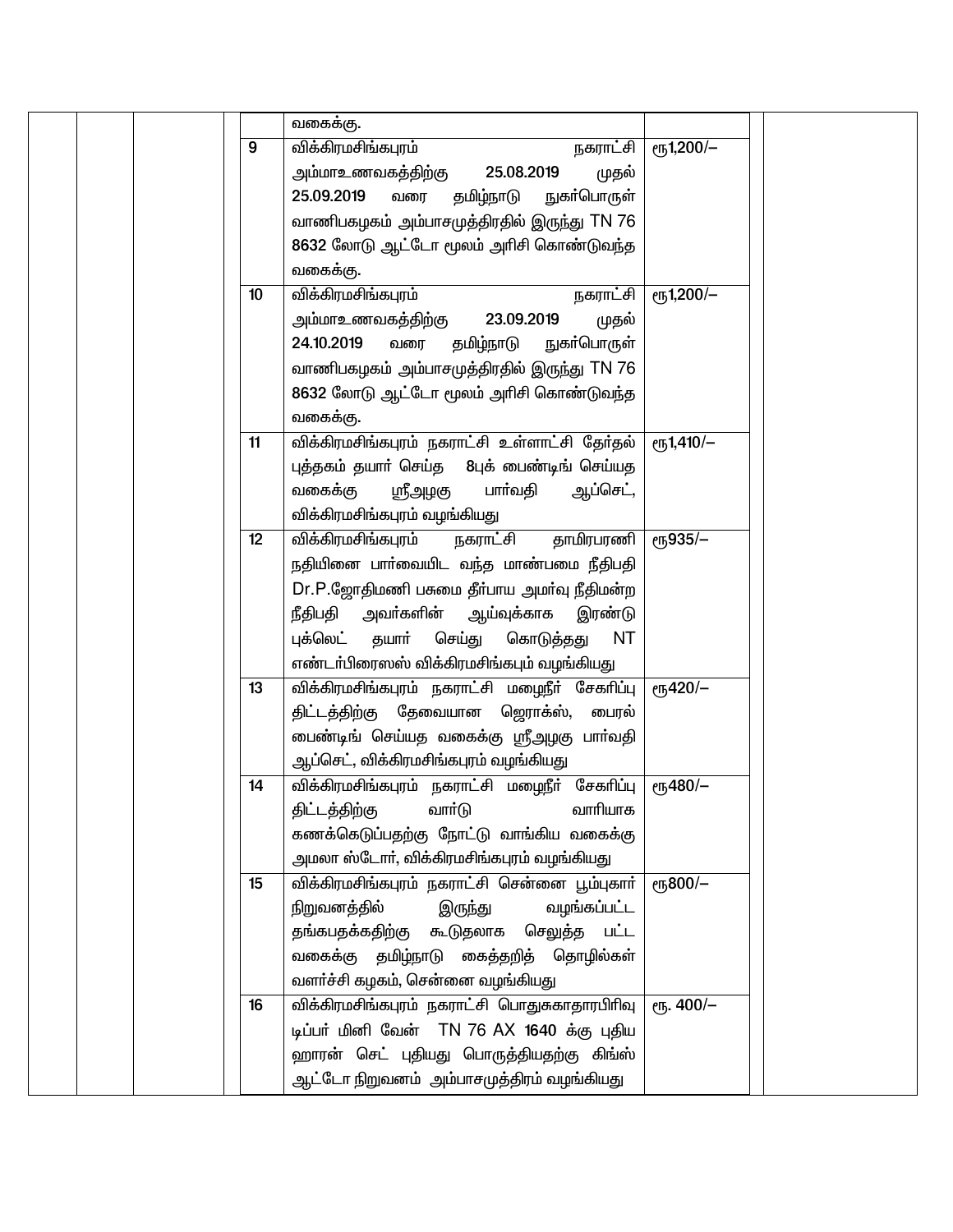| | | | | | | | |
|---|---|---|---|---|---|---|---|
| | | | | | வகைக்கு. | | | |
| | | | | 9 | விக்கிரமசிங்கபுரம் நகராட்சி அம்மாஉணவகத்திற்கு 25.08.2019 முதல் 25.09.2019 வரை தமிழ்நாடு நுகர்பொருள் வாணிபகழகம் அம்பாசமுத்திரதில் இருந்து TN 76 8632 லோடு ஆட்டோ மூலம் அரிசி கொண்டுவந்த வகைக்கு. | ரூ1,200/– | | |
| | | | | 10 | விக்கிரமசிங்கபுரம் நகராட்சி அம்மாஉணவகத்திற்கு 23.09.2019 முதல் 24.10.2019 வரை தமிழ்நாடு நுகர்பொருள் வாணிபகழகம் அம்பாசமுத்திரதில் இருந்து TN 76 8632 லோடு ஆட்டோ மூலம் அரிசி கொண்டுவந்த வகைக்கு. | ரூ1,200/– | | |
| | | | | 11 | விக்கிரமசிங்கபுரம் நகராட்சி உள்ளாட்சி தேர்தல் புத்தகம் தயார் செய்த 8புக் பைண்டிங் செய்யத வகைக்கு ஸ்ரீஅழகு பார்வதி ஆப்செட், விக்கிரமசிங்கபுரம் வழங்கியது | ரூ1,410/– | | |
| | | | | 12 | விக்கிரமசிங்கபுரம் நகராட்சி தாமிரபரணி நதியினை பார்வையிட வந்த மாண்பமை நீதிபதி Dr.P.ஜோதிமணி பசுமை தீர்பாய அமர்வு நீதிமன்ற நீதிபதி அவர்களின் ஆய்வுக்காக இரண்டு புக்லெட் தயார் செய்து கொடுத்தது NT எண்டர்பிரைஸஸ் விக்கிரமசிங்கபும் வழங்கியது | ரூ935/– | | |
| | | | | 13 | விக்கிரமசிங்கபுரம் நகராட்சி மழைநீர் சேகரிப்பு திட்டத்திற்கு தேவையான ஜெராக்ஸ், பைரல் பைண்டிங் செய்யத வகைக்கு ஸ்ரீஅழகு பார்வதி ஆப்செட், விக்கிரமசிங்கபுரம் வழங்கியது | ரூ420/– | | |
| | | | | 14 | விக்கிரமசிங்கபுரம் நகராட்சி மழைநீர் சேகரிப்பு திட்டத்திற்கு வார்டு வாரியாக கணக்கெடுப்பதற்கு நோட்டு வாங்கிய வகைக்கு அமலா ஸ்டோர், விக்கிரமசிங்கபுரம் வழங்கியது | ரூ480/– | | |
| | | | | 15 | விக்கிரமசிங்கபுரம் நகராட்சி சென்னை பூம்புகார் நிறுவனத்தில் இருந்து வழங்கப்பட்ட தங்கபதக்கதிற்கு கூடுதலாக செலுத்த பட்ட வகைக்கு தமிழ்நாடு கைத்தறித் தொழில்கள் வளர்ச்சி கழகம், சென்னை வழங்கியது | ரூ800/– | | |
| | | | | 16 | விக்கிரமசிங்கபுரம் நகராட்சி பொதுசுகாதாரபிரிவு டிப்பர் மினி வேன் TN 76 AX 1640 க்கு புதிய ஹாரன் செட் புதியது பொருத்தியதற்கு கிங்ஸ் ஆட்டோ நிறுவனம் அம்பாசமுத்திரம் வழங்கியது | ரூ. 400/– | | |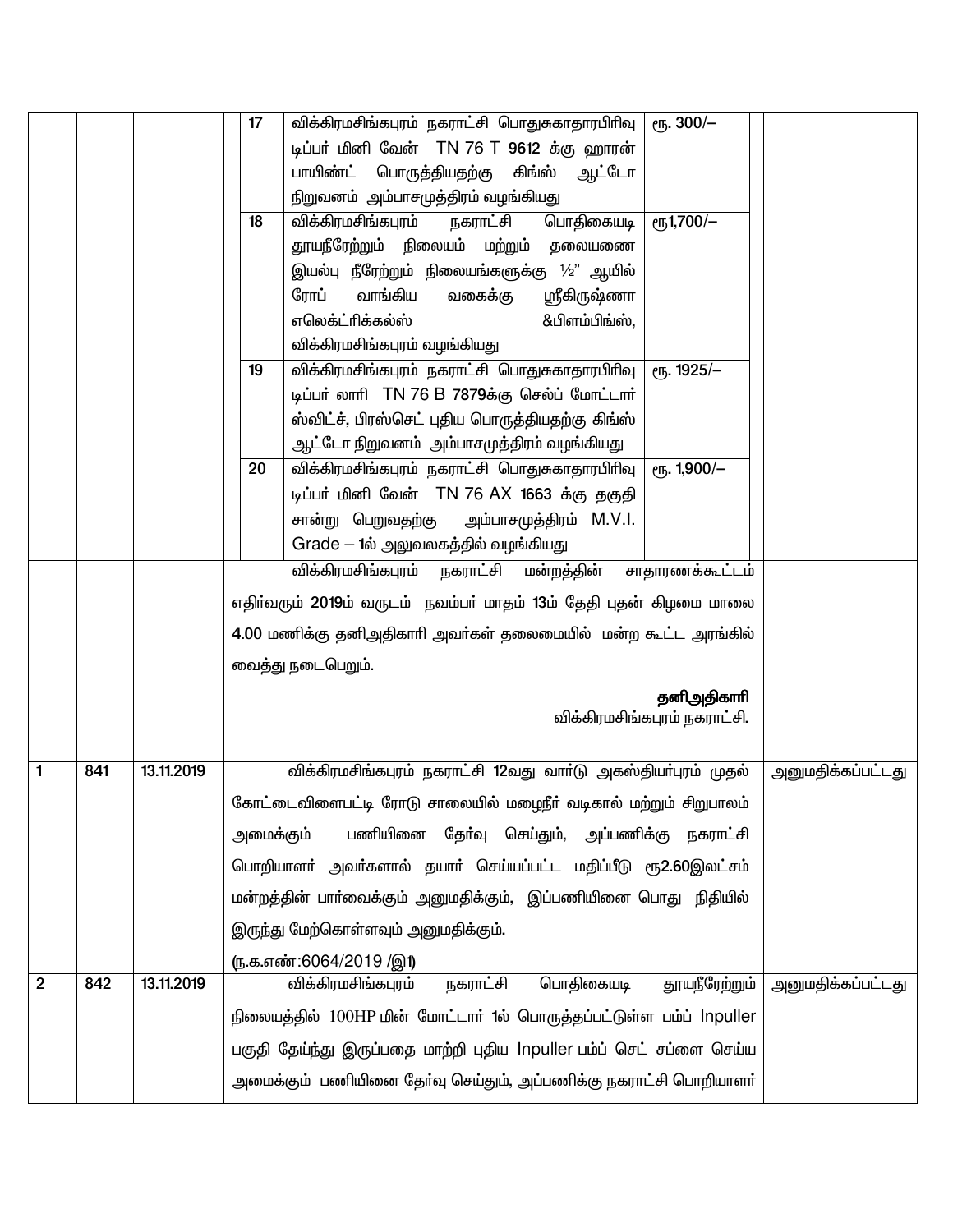| | | | | | | | |
|---|---|---|---|---|---|---|---|
| | | | 17 | விக்கிரமசிங்கபுரம் நகராட்சி பொதுசுகாதாரபிரிவு டிப்பர் மினி வேன் TN 76 T 9612 க்கு ஹாரன் பாயிண்ட் பொருத்தியதற்கு கிங்ஸ் ஆட்டோ நிறுவனம் அம்பாசமுத்திரம் வழங்கியது | ரூ. 300/– | | |
| | | | 18 | விக்கிரமசிங்கபுரம் நகராட்சி பொதிகையடி தூயநீரேற்றும் நிலையம் மற்றும் தலையணை இயல்பு நீரேற்றும் நிலையங்களுக்கு ½" ஆயில் ரோப் வாங்கிய வகைக்கு ஸ்ரீகிருஷ்ணா எலெக்ட்ரிக்கல்ஸ் &பிளம்பிங்ஸ், விக்கிரமசிங்கபுரம் வழங்கியது | ரூ1,700/– | | |
| | | | 19 | விக்கிரமசிங்கபுரம் நகராட்சி பொதுசுகாதாரபிரிவு டிப்பர் லாரி TN 76 B 7879க்கு செல்ப் மோட்டார் ஸ்விட்ச், பிரஸ்செட் புதிய பொருத்தியதற்கு கிங்ஸ் ஆட்டோ நிறுவனம் அம்பாசமுத்திரம் வழங்கியது | ரூ. 1925/– | | |
| | | | 20 | விக்கிரமசிங்கபுரம் நகராட்சி பொதுசுகாதாரபிரிவு டிப்பர் மினி வேன் TN 76 AX 1663 க்கு தகுதி சான்று பெறுவதற்கு அம்பாசமுத்திரம் M.V.I. Grade – 1ல் அலுவலகத்தில் வழங்கியது | ரூ. 1,900/– | | |

விக்கிரமசிங்கபுரம் நகராட்சி மன்றத்தின் சாதாரணக்கூட்டம் எதிர்வரும் 2019ம் வருடம் நவம்பர் மாதம் 13ம் தேதி புதன் கிழமை மாலை 4.00 மணிக்கு தனிஅதிகாரி அவர்கள் தலைமையில் மன்ற கூட்ட அரங்கில் வைத்து நடைபெறும்.

**தனிஅதிகாரி**
விக்கிரமசிங்கபுரம் நகராட்சி.

| | | | | |
|---|---|---|---|---|
| 1 | 841 | 13.11.2019 | விக்கிரமசிங்கபுரம் நகராட்சி 12வது வார்டு அகஸ்தியர்புரம் முதல் கோட்டைவிளைபட்டி ரோடு சாலையில் மழைநீர் வடிகால் மற்றும் சிறுபாலம் அமைக்கும் பணியினை தேர்வு செய்தும், அப்பணிக்கு நகராட்சி பொறியாளர் அவர்களால் தயார் செய்யப்பட்ட மதிப்பீடு ரூ2.60இலட்சம் மன்றத்தின் பார்வைக்கும் அனுமதிக்கும், இப்பணியினை பொது நிதியில் இருந்து மேற்கொள்ளவும் அனுமதிக்கும். (ந.க.எண்:6064/2019 /இ1) | அனுமதிக்கப்பட்டது |
| 2 | 842 | 13.11.2019 | விக்கிரமசிங்கபுரம் நகராட்சி பொதிகையடி தூயநீரேற்றும் நிலையத்தில் 100HP மின் மோட்டார் 1ல் பொருத்தப்பட்டுள்ள பம்ப் Inpuller பகுதி தேய்ந்து இருப்பதை மாற்றி புதிய Inpuller பம்ப் செட் சப்ளை செய்ய அமைக்கும் பணியினை தேர்வு செய்தும், அப்பணிக்கு நகராட்சி பொறியாளர் | அனுமதிக்கப்பட்டது |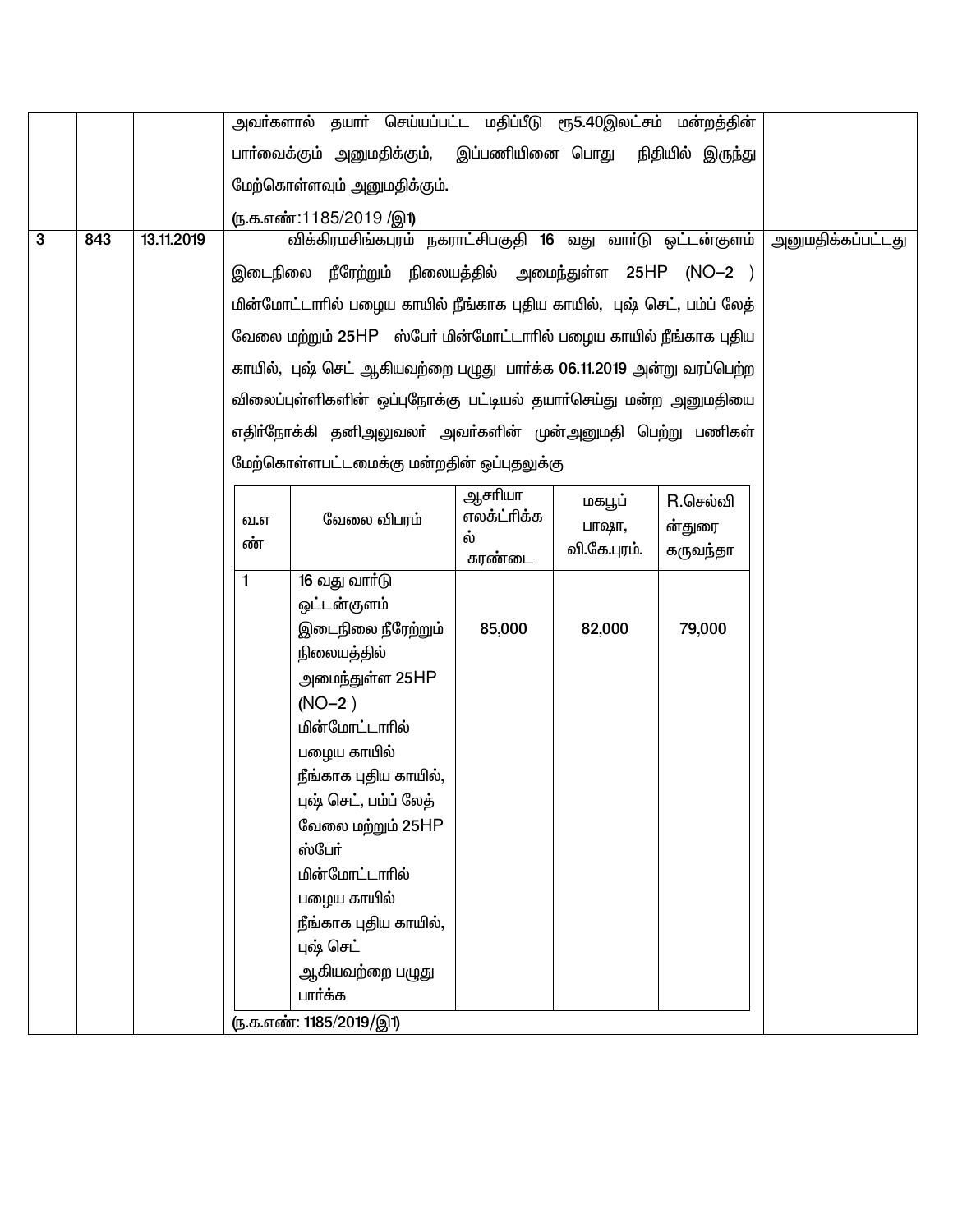| | | | | |
|---|---|---|---|---|
| | | | அவர்களால் தயார் செய்யப்பட்ட மதிப்பீடு ரூ5.40இலட்சம் மன்றத்தின் பார்வைக்கும் அனுமதிக்கும், இப்பணியினை பொது நிதியில் இருந்து மேற்கொள்ளவும் அனுமதிக்கும்.<br>(ந.க.எண்:1185/2019 /இ1) | |
| 3 | 843 | 13.11.2019 | விக்கிரமசிங்கபுரம் நகராட்சிபகுதி 16 வது வார்டு ஒட்டன்குளம் இடைநிலை நீரேற்றும் நிலையத்தில் அமைந்துள்ள 25HP (NO–2 ) மின்மோட்டாரில் பழைய காயில் நீங்காக புதிய காயில், புஷ் செட், பம்ப் லேத் வேலை மற்றும் 25HP ஸ்போ் மின்மோட்டாரில் பழைய காயில் நீங்காக புதிய காயில், புஷ் செட் ஆகியவற்றை பழுது பார்க்க 06.11.2019 அன்று வரப்பெற்ற விலைப்புள்ளிகளின் ஒப்புநோக்கு பட்டியல் தயார்செய்து மன்ற அனுமதியை எதிர்நோக்கி தனிஅலுவலர் அவர்களின் முன்அனுமதி பெற்று பணிகள் மேற்கொள்ளபட்டமைக்கு மன்றதின் ஒப்புதலுக்கு | அனுமதிக்கப்பட்டது |

| வ.எண் | வேலை விபரம் | ஆசரியா எலக்ட்ரிக்கல் சுரண்டை | மகபூப் பாஷா, வி.கே.புரம். | R.செல்வின்துரை கருவந்தா |
|---|---|---|---|---|
| 1 | 16 வது வார்டு ஒட்டன்குளம் இடைநிலை நீரேற்றும் நிலையத்தில் அமைந்துள்ள 25HP (NO–2 ) மின்மோட்டாரில் பழைய காயில் நீங்காக புதிய காயில், புஷ் செட், பம்ப் லேத் வேலை மற்றும் 25HP ஸ்போ் மின்மோட்டாரில் பழைய காயில் நீங்காக புதிய காயில், புஷ் செட் ஆகியவற்றை பழுது பார்க்க | 85,000 | 82,000 | 79,000 |

(ந.க.எண்: 1185/2019/இ1)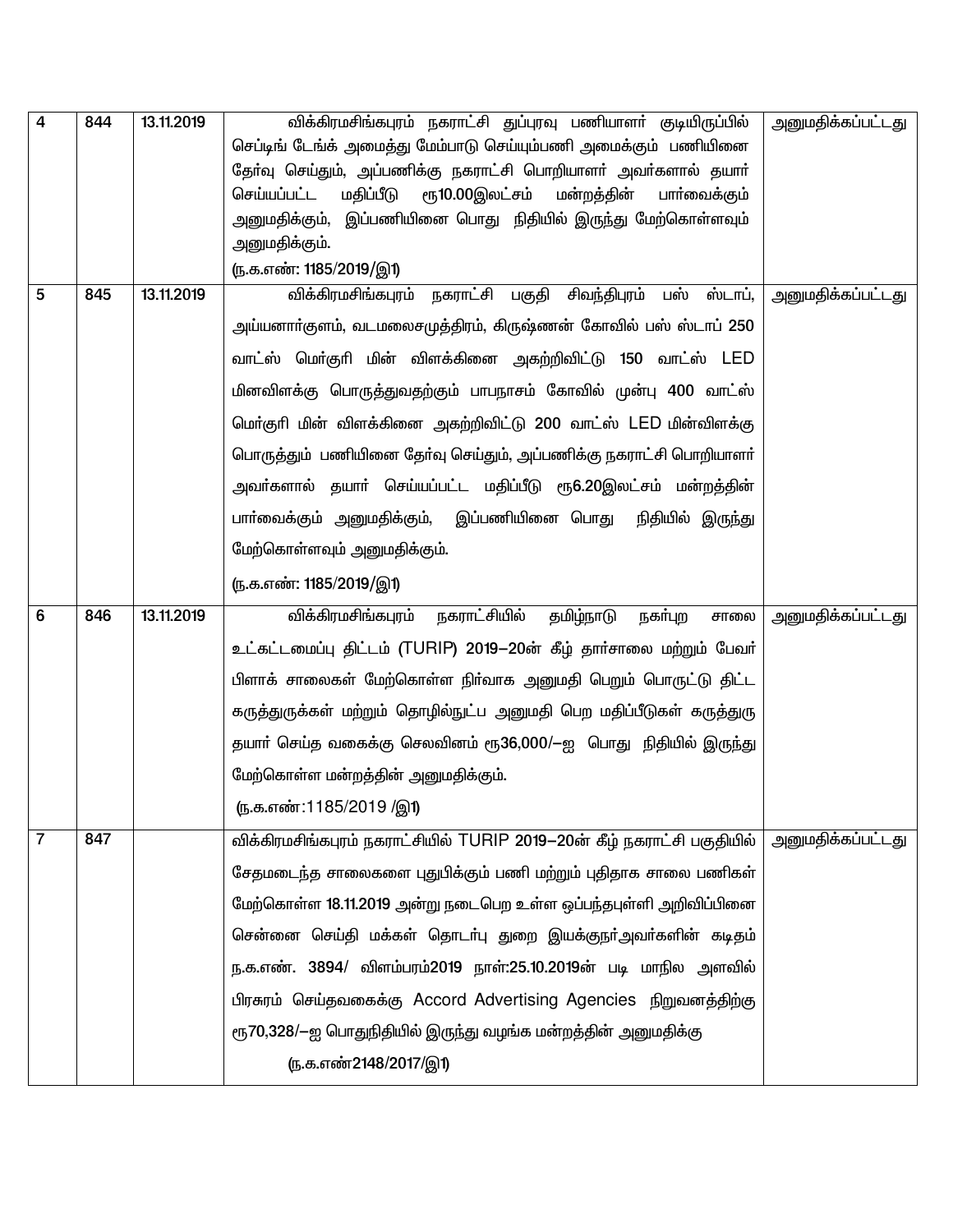| 4 | 844 | 13.11.2019 | விக்கிரமசிங்கபுரம் நகராட்சி துப்புரவு பணியாளர் குடியிருப்பில் செப்டிங் டேங்க் அமைத்து மேம்பாடு செய்யும்பணி அமைக்கும் பணியினை தேர்வு செய்தும், அப்பணிக்கு நகராட்சி பொறியாளர் அவர்களால் தயார் செய்யப்பட்ட மதிப்பீடு ரூ10.00இலட்சம் மன்றத்தின் பார்வைக்கும் அனுமதிக்கும், இப்பணியினை பொது நிதியில் இருந்து மேற்கொள்ளவும் அனுமதிக்கும்.<br>(ந.க.எண்: 1185/2019/இ1) | அனுமதிக்கப்பட்டது |
|---|---|---|---|---|
| 5 | 845 | 13.11.2019 | விக்கிரமசிங்கபுரம் நகராட்சி பகுதி சிவந்திபுரம் பஸ் ஸ்டாப், அய்யனார்குளம், வடமலைசமுத்திரம், கிருஷ்ணன் கோவில் பஸ் ஸ்டாப் 250 வாட்ஸ் மெர்குரி மின் விளக்கினை அகற்றிவிட்டு 150 வாட்ஸ் LED மினவிளக்கு பொருத்துவதற்கும் பாபநாசம் கோவில் முன்பு 400 வாட்ஸ் மெர்குரி மின் விளக்கினை அகற்றிவிட்டு 200 வாட்ஸ் LED மின்விளக்கு பொருத்தும் பணியினை தேர்வு செய்தும், அப்பணிக்கு நகராட்சி பொறியாளர் அவர்களால் தயார் செய்யப்பட்ட மதிப்பீடு ரூ6.20இலட்சம் மன்றத்தின் பார்வைக்கும் அனுமதிக்கும், இப்பணியினை பொது நிதியில் இருந்து மேற்கொள்ளவும் அனுமதிக்கும்.<br>(ந.க.எண்: 1185/2019/இ1) | அனுமதிக்கப்பட்டது |
| 6 | 846 | 13.11.2019 | விக்கிரமசிங்கபுரம் நகராட்சியில் தமிழ்நாடு நகர்புற சாலை உட்கட்டமைப்பு திட்டம் (TURIP) 2019–20ன் கீழ் தார்சாலை மற்றும் பேவர் பிளாக் சாலைகள் மேற்கொள்ள நிர்வாக அனுமதி பெறும் பொருட்டு திட்ட கருத்துருக்கள் மற்றும் தொழில்நுட்ப அனுமதி பெற மதிப்பீடுகள் கருத்துரு தயார் செய்த வகைக்கு செலவினம் ரூ36,000/–ஐ பொது நிதியில் இருந்து மேற்கொள்ள மன்றத்தின் அனுமதிக்கும்.<br>(ந.க.எண்:1185/2019 /இ1) | அனுமதிக்கப்பட்டது |
| 7 | 847 | | விக்கிரமசிங்கபுரம் நகராட்சியில் TURIP 2019–20ன் கீழ் நகராட்சி பகுதியில் சேதமடைந்த சாலைகளை புதுபிக்கும் பணி மற்றும் புதிதாக சாலை பணிகள் மேற்கொள்ள 18.11.2019 அன்று நடைபெற உள்ள ஒப்பந்தபுள்ளி அறிவிப்பினை சென்னை செய்தி மக்கள் தொடர்பு துறை இயக்குநர்அவர்களின் கடிதம் ந.க.எண். 3894/ விளம்பரம்2019 நாள்:25.10.2019ன் படி மாநில அளவில் பிரசுரம் செய்தவகைக்கு Accord Advertising Agencies நிறுவனத்திற்கு ரூ70,328/–ஐ பொதுநிதியில் இருந்து வழங்க மன்றத்தின் அனுமதிக்கு<br>(ந.க.எண்2148/2017/இ1) | அனுமதிக்கப்பட்டது |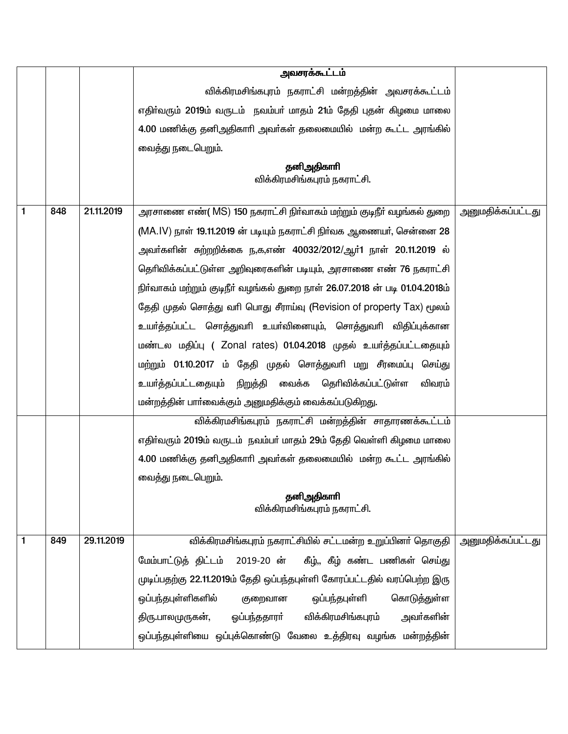| | | | | |
|---|---|---|---|---|
| | | | **அவசரக்கூட்டம்**<br>விக்கிரமசிங்கபுரம் நகராட்சி மன்றத்தின் அவசரக்கூட்டம் எதிர்வரும் 2019ம் வருடம் நவம்பர் மாதம் 21ம் தேதி புதன் கிழமை மாலை 4.00 மணிக்கு தனிஅதிகாரி அவர்கள் தலைமையில் மன்ற கூட்ட அரங்கில் வைத்து நடைபெறும்.<br>**தனிஅதிகாரி**<br>விக்கிரமசிங்கபுரம் நகராட்சி. | |
| 1 | 848 | 21.11.2019 | அரசாணை எண்( MS) 150 நகராட்சி நிர்வாகம் மற்றும் குடிநீர் வழங்கல் துறை (MA.IV) நாள் 19.11.2019 ன் படியும் நகராட்சி நிர்வக ஆணையர், சென்னை 28 அவர்களின் சுற்றறிக்கை ந,க,எண் 40032/2012/ஆர்1 நாள் 20.11.2019 ல் தெரிவிக்கப்பட்டுள்ள அறிவுரைகளின் படியும், அரசாணை எண் 76 நகராட்சி நிர்வாகம் மற்றும் குடிநீர் வழங்கல் துறை நாள் 26.07.2018 ன் படி 01.04.2018ம் தேதி முதல் சொத்து வரி பொது சீராய்வு (Revision of property Tax) மூலம் உயர்த்தப்பட்ட சொத்துவரி உயர்வினையும், சொத்துவரி விதிப்புக்கான மண்டல மதிப்பு ( Zonal rates) 01.04.2018 முதல் உயர்த்தப்பட்டதையும் மற்றும் 01.10.2017 ம் தேதி முதல் சொத்துவரி மறு சீரமைப்பு செய்து உயர்த்தப்பட்டதையும் நிறுத்தி வைக்க தெரிவிக்கப்பட்டுள்ள விவரம் மன்றத்தின் பார்வைக்கும் அனுமதிக்கும் வைக்கப்படுகிறது. | அனுமதிக்கப்பட்டது |
| | | | விக்கிரமசிங்கபுரம் நகராட்சி மன்றத்தின் சாதாரணக்கூட்டம் எதிர்வரும் 2019ம் வருடம் நவம்பர் மாதம் 29ம் தேதி வெள்ளி கிழமை மாலை 4.00 மணிக்கு தனிஅதிகாரி அவர்கள் தலைமையில் மன்ற கூட்ட அரங்கில் வைத்து நடைபெறும்.<br>**தனிஅதிகாரி**<br>விக்கிரமசிங்கபுரம் நகராட்சி. | |
| 1 | 849 | 29.11.2019 | விக்கிரமசிங்கபுரம் நகராட்சியில் சட்டமன்ற உறுப்பினர் தொகுதி மேம்பாட்டுத் திட்டம் 2019-20 ன் கீழ்,, கீழ் கண்ட பணிகள் செய்து முடிப்பதற்கு 22.11.2019ம் தேதி ஒப்பந்தபுள்ளி கோரப்பட்டதில் வரப்பெற்ற இரு ஒப்பந்தபுள்ளிகளில் குறைவான ஒப்பந்தபுள்ளி கொடுத்துள்ள திரு.பாலமுருகன், ஒப்பந்ததாரர் விக்கிரமசிங்கபுரம் அவர்களின் ஒப்பந்தபுள்ளியை ஒப்புக்கொண்டு வேலை உத்திரவு வழங்க மன்றத்தின் | அனுமதிக்கப்பட்டது |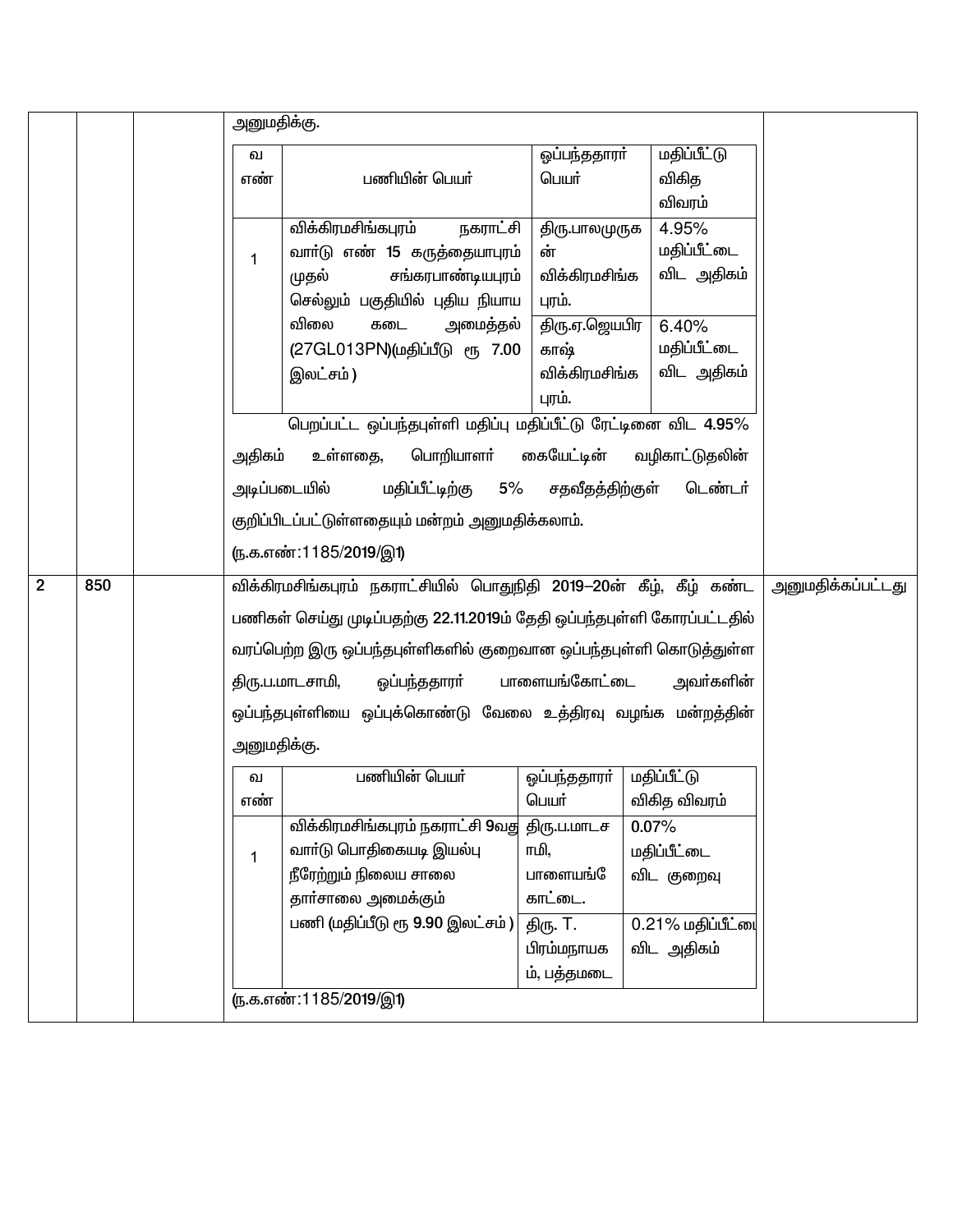| | | | | |
|---|---|---|---|---|
| | | | அனுமதிக்கு.<br><br>வ எண் \| பணியின் பெயர் \| ஒப்பந்ததாரர் பெயர் \| மதிப்பீட்டு விகித விவரம்<br>1 \| விக்கிரமசிங்கபுரம் நகராட்சி வார்டு எண் 15 கருத்தையாபுரம் முதல் சங்கரபாண்டியபுரம் செல்லும் பகுதியில் புதிய நியாய விலை கடை அமைத்தல் (27GL013PN)(மதிப்பீடு ரூ 7.00 இலட்சம் ) \| திரு.பாலமுருகன் விக்கிரமசிங்கபுரம். \| 4.95% மதிப்பீட்டை விட அதிகம்<br> \| \| திரு.ஏ.ஜெயபிரகாஷ் விக்கிரமசிங்கபுரம். \| 6.40% மதிப்பீட்டை விட அதிகம்<br><br>பெறப்பட்ட ஒப்பந்தபுள்ளி மதிப்பு மதிப்பீட்டு ரேட்டினை விட **4.95%** அதிகம் உள்ளதை, பொறியாளர் கையேட்டின் வழிகாட்டுதலின் அடிப்படையில் மதிப்பீட்டிற்கு **5%** சதவீதத்திற்குள் டெண்டர் குறிப்பிடப்பட்டுள்ளதையும் மன்றம் அனுமதிக்கலாம்.<br><br>(ந.க.எண்:1185/**2019**/இ1) | |
| **2** | **850** | | விக்கிரமசிங்கபுரம் நகராட்சியில் பொதுநிதி **2019–20**ன் கீழ், கீழ் கண்ட பணிகள் செய்து முடிப்பதற்கு **22.11.2019**ம் தேதி ஒப்பந்தபுள்ளி கோரப்பட்டதில் வரப்பெற்ற இரு ஒப்பந்தபுள்ளிகளில் குறைவான ஒப்பந்தபுள்ளி கொடுத்துள்ள திரு.ப.மாடசாமி, ஒப்பந்ததாரர் பாளையங்கோட்டை அவர்களின் ஒப்பந்தபுள்ளியை ஒப்புக்கொண்டு வேலை உத்திரவு வழங்க மன்றத்தின் அனுமதிக்கு.<br><br>வ எண் \| பணியின் பெயர் \| ஒப்பந்ததாரர் பெயர் \| மதிப்பீட்டு விகித விவரம்<br>1 \| விக்கிரமசிங்கபுரம் நகராட்சி **9**வது வார்டு பொதிகையடி இயல்பு நீரேற்றும் நிலைய சாலை தார்சாலை அமைக்கும் பணி (மதிப்பீடு ரூ **9.90** இலட்சம் ) \| திரு.ப.மாடசாமி, பாளையங்கோட்டை. \| **0.07%** மதிப்பீட்டை விட குறைவு<br> \| \| திரு. T. பிரம்மநாயகம், பத்தமடை \| 0.21% மதிப்பீட்டை விட அதிகம்<br><br>(ந.க.எண்:1185/**2019**/இ1) | அனுமதிக்கப்பட்டது |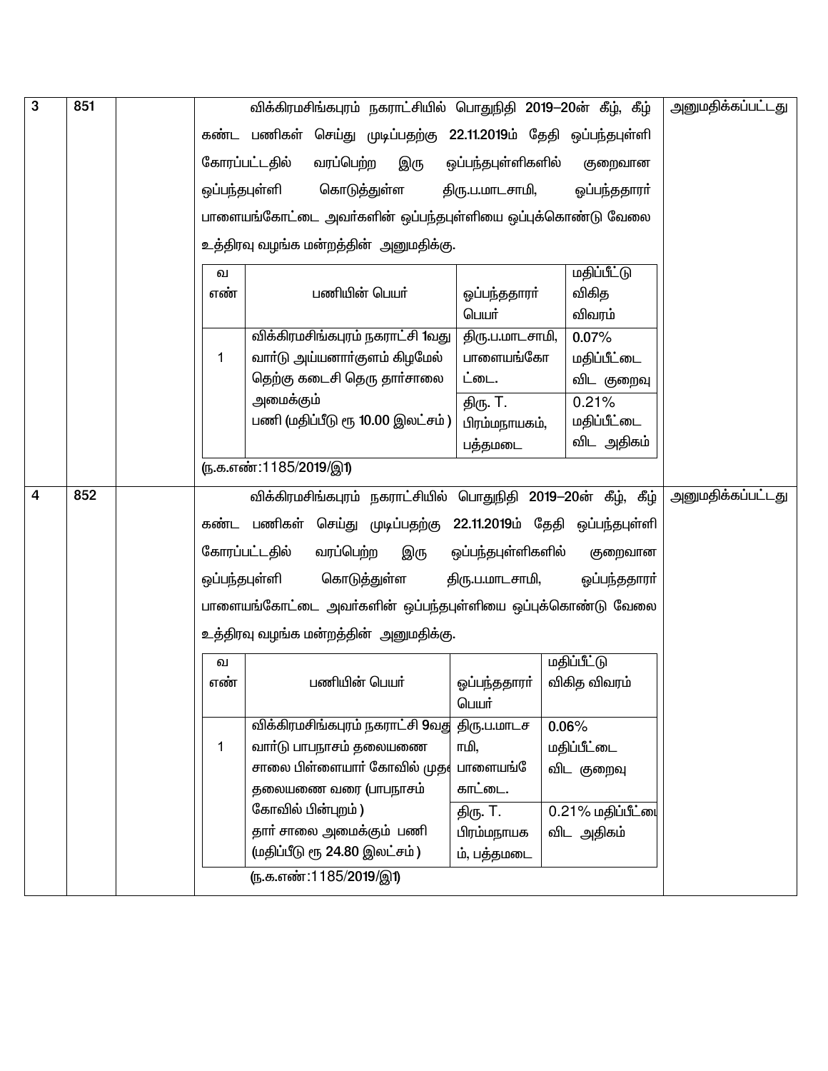| | | | | |
|---|---|---|---|---|
| 3 | 851 | | விக்கிரமசிங்கபுரம் நகராட்சியில் பொதுநிதி 2019–20ன் கீழ், கீழ் கண்ட பணிகள் செய்து முடிப்பதற்கு 22.11.2019ம் தேதி ஒப்பந்தபுள்ளி கோரப்பட்டதில் வரப்பெற்ற இரு ஒப்பந்தபுள்ளிகளில் குறைவான ஒப்பந்தபுள்ளி கொடுத்துள்ள திரு.ப.மாடசாமி, ஒப்பந்ததாரர் பாளையங்கோட்டை அவர்களின் ஒப்பந்தபுள்ளியை ஒப்புக்கொண்டு வேலை உத்திரவு வழங்க மன்றத்தின் அனுமதிக்கு. | அனுமதிக்கப்பட்டது |
| 4 | 852 | | விக்கிரமசிங்கபுரம் நகராட்சியில் பொதுநிதி 2019–20ன் கீழ், கீழ் கண்ட பணிகள் செய்து முடிப்பதற்கு 22.11.2019ம் தேதி ஒப்பந்தபுள்ளி கோரப்பட்டதில் வரப்பெற்ற இரு ஒப்பந்தபுள்ளிகளில் குறைவான ஒப்பந்தபுள்ளி கொடுத்துள்ள திரு.ப.மாடசாமி, ஒப்பந்ததாரர் பாளையங்கோட்டை அவர்களின் ஒப்பந்தபுள்ளியை ஒப்புக்கொண்டு வேலை உத்திரவு வழங்க மன்றத்தின் அனுமதிக்கு. | அனுமதிக்கப்பட்டது |

Item 3 (851):

| வ எண் | பணியின் பெயர் | ஒப்பந்ததாரர் பெயர் | மதிப்பீட்டு விகித விவரம் |
|---|---|---|---|
| 1 | விக்கிரமசிங்கபுரம் நகராட்சி 1வது வார்டு அய்யனார்குளம் கிழமேல் தெற்கு கடைசி தெரு தார்சாலை அமைக்கும் பணி (மதிப்பீடு ரூ 10.00 இலட்சம் ) | திரு.ப.மாடசாமி, பாளையங்கோட்டை. | 0.07% மதிப்பீட்டை விட குறைவு |
| | | திரு. T. பிரம்மநாயகம், பத்தமடை | 0.21% மதிப்பீட்டை விட அதிகம் |

(ந.க.எண்:1185/2019/இ1)

Item 4 (852):

| வ எண் | பணியின் பெயர் | ஒப்பந்ததாரர் பெயர் | மதிப்பீட்டு விகித விவரம் |
|---|---|---|---|
| 1 | விக்கிரமசிங்கபுரம் நகராட்சி 9வது வார்டு பாபநாசம் தலையணை சாலை பிள்ளையார் கோவில் முதல் தலையணை வரை (பாபநாசம் கோவில் பின்புறம் ) தார் சாலை அமைக்கும் பணி (மதிப்பீடு ரூ 24.80 இலட்சம் ) | திரு.ப.மாடசாமி, பாளையங்கோட்டை. | 0.06% மதிப்பீட்டை விட குறைவு |
| | | திரு. T. பிரம்மநாயகம், பத்தமடை | 0.21% மதிப்பீட்டை விட அதிகம் |

(ந.க.எண்:1185/2019/இ1)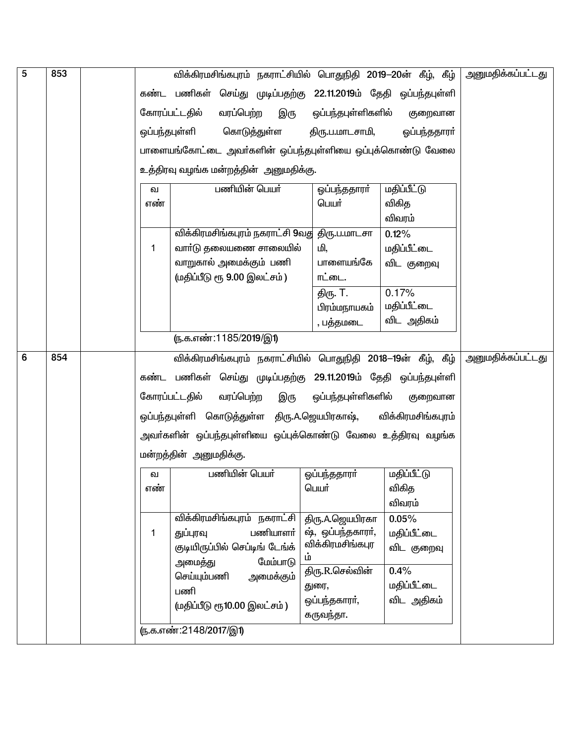| 5 | 853 | | விக்கிரமசிங்கபுரம் நகராட்சியில் பொதுநிதி 2019–20ன் கீழ், கீழ் கண்ட பணிகள் செய்து முடிப்பதற்கு 22.11.2019ம் தேதி ஒப்பந்தபுள்ளி கோரப்பட்டதில் வரப்பெற்ற இரு ஒப்பந்தபுள்ளிகளில் குறைவான ஒப்பந்தபுள்ளி கொடுத்துள்ள திரு.ப.மாடசாமி, ஒப்பந்ததாரர் பாளையங்கோட்டை அவர்களின் ஒப்பந்தபுள்ளியை ஒப்புக்கொண்டு வேலை உத்திரவு வழங்க மன்றத்தின் அனுமதிக்கு. | அனுமதிக்கப்பட்டது |
|---|---|---|---|---|

| வ எண் | பணியின் பெயர் | ஒப்பந்ததாரர் பெயர் | மதிப்பீட்டு விகித விவரம் |
|---|---|---|---|
| 1 | விக்கிரமசிங்கபுரம் நகராட்சி 9வது வார்டு தலையணை சாலையில் வாறுகால் அமைக்கும் பணி (மதிப்பீடு ரூ 9.00 இலட்சம் ) | திரு.ப.மாடசாமி, பாளையங்கோட்டை. | 0.12% மதிப்பீட்டை விட குறைவு |
| | | திரு. T. பிரம்மநாயகம், பத்தமடை | 0.17% மதிப்பீட்டை விட அதிகம் |

(ந.க.எண்:1185/2019/இ1)

| 6 | 854 | | விக்கிரமசிங்கபுரம் நகராட்சியில் பொதுநிதி 2018–19ன் கீழ், கீழ் கண்ட பணிகள் செய்து முடிப்பதற்கு 29.11.2019ம் தேதி ஒப்பந்தபுள்ளி கோரப்பட்டதில் வரப்பெற்ற இரு ஒப்பந்தபுள்ளிகளில் குறைவான ஒப்பந்தபுள்ளி கொடுத்துள்ள திரு.A.ஜெயபிரகாஷ், விக்கிரமசிங்கபுரம் அவர்களின் ஒப்பந்தபுள்ளியை ஒப்புக்கொண்டு வேலை உத்திரவு வழங்க மன்றத்தின் அனுமதிக்கு. | அனுமதிக்கப்பட்டது |
|---|---|---|---|---|

| வ எண் | பணியின் பெயர் | ஒப்பந்ததாரர் பெயர் | மதிப்பீட்டு விகித விவரம் |
|---|---|---|---|
| 1 | விக்கிரமசிங்கபுரம் நகராட்சி துப்புரவு பணியாளர் குடியிருப்பில் செப்டிங் டேங்க் அமைத்து மேம்பாடு செய்யும்பணி அமைக்கும் பணி (மதிப்பீடு ரூ10.00 இலட்சம் ) | திரு.A.ஜெயபிரகாஷ், ஒப்பந்தகாரர், விக்கிரமசிங்கபுரம் | 0.05% மதிப்பீட்டை விட குறைவு |
| | | திரு.R.செல்வின் துரை, ஒப்பந்தகாரர், கருவந்தா. | 0.4% மதிப்பீட்டை விட அதிகம் |

(ந.க.எண்:2148/2017/இ1)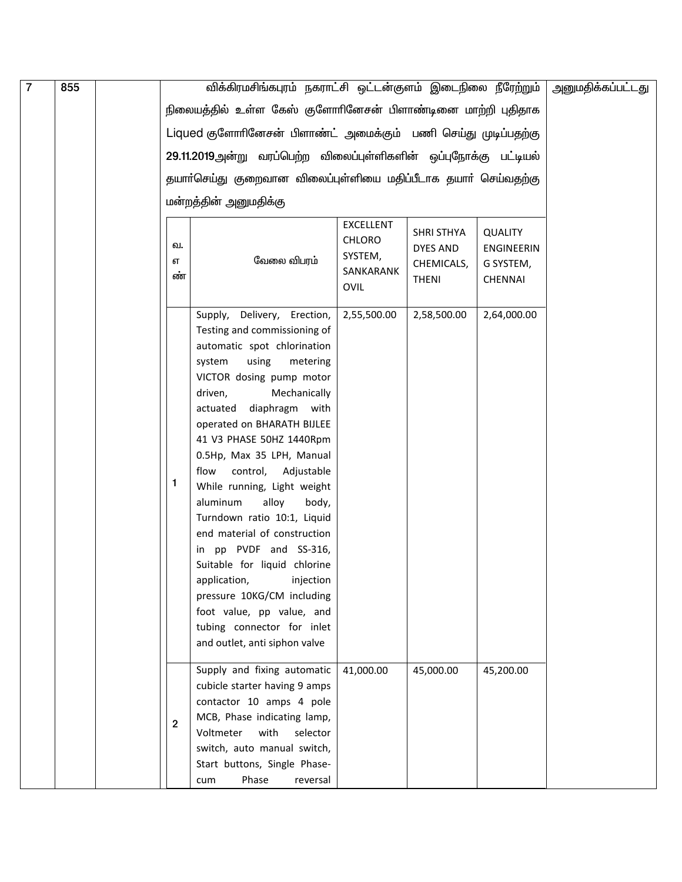| 7 | 855 | | விக்கிரமசிங்கபுரம் நகராட்சி ஒட்டன்குளம் இடைநிலை நீரேற்றும் நிலையத்தில் உள்ள கேஸ் குளோரினேசன் பிளாண்டினை மாற்றி புதிதாக Liqued குளோரினேசன் பிளாண்ட் அமைக்கும் பணி செய்து முடிப்பதற்கு **29.11.2019**அன்று வரப்பெற்ற விலைப்புள்ளிகளின் ஒப்புநோக்கு பட்டியல் தயார்செய்து குறைவான விலைப்புள்ளியை மதிப்பீடாக தயார் செய்வதற்கு மன்றத்தின் அனுமதிக்கு | அனுமதிக்கப்பட்டது |
|---|---|---|---|---|

| வ. எ ண் | வேலை விபரம் | EXCELLENT CHLORO SYSTEM, SANKARANKOVIL | SHRI STHYA DYES AND CHEMICALS, THENI | QUALITY ENGINEERING SYSTEM, CHENNAI |
|---|---|---|---|---|
| 1 | Supply, Delivery, Erection, Testing and commissioning of automatic spot chlorination system using metering VICTOR dosing pump motor driven, Mechanically actuated diaphragm with operated on BHARATH BIJLEE 41 V3 PHASE 50HZ 1440Rpm 0.5Hp, Max 35 LPH, Manual flow control, Adjustable While running, Light weight aluminum alloy body, Turndown ratio 10:1, Liquid end material of construction in pp PVDF and SS-316, Suitable for liquid chlorine application, injection pressure 10KG/CM including foot value, pp value, and tubing connector for inlet and outlet, anti siphon valve | 2,55,500.00 | 2,58,500.00 | 2,64,000.00 |
| 2 | Supply and fixing automatic cubicle starter having 9 amps contactor 10 amps 4 pole MCB, Phase indicating lamp, Voltmeter with selector switch, auto manual switch, Start buttons, Single Phase-cum Phase reversal | 41,000.00 | 45,000.00 | 45,200.00 |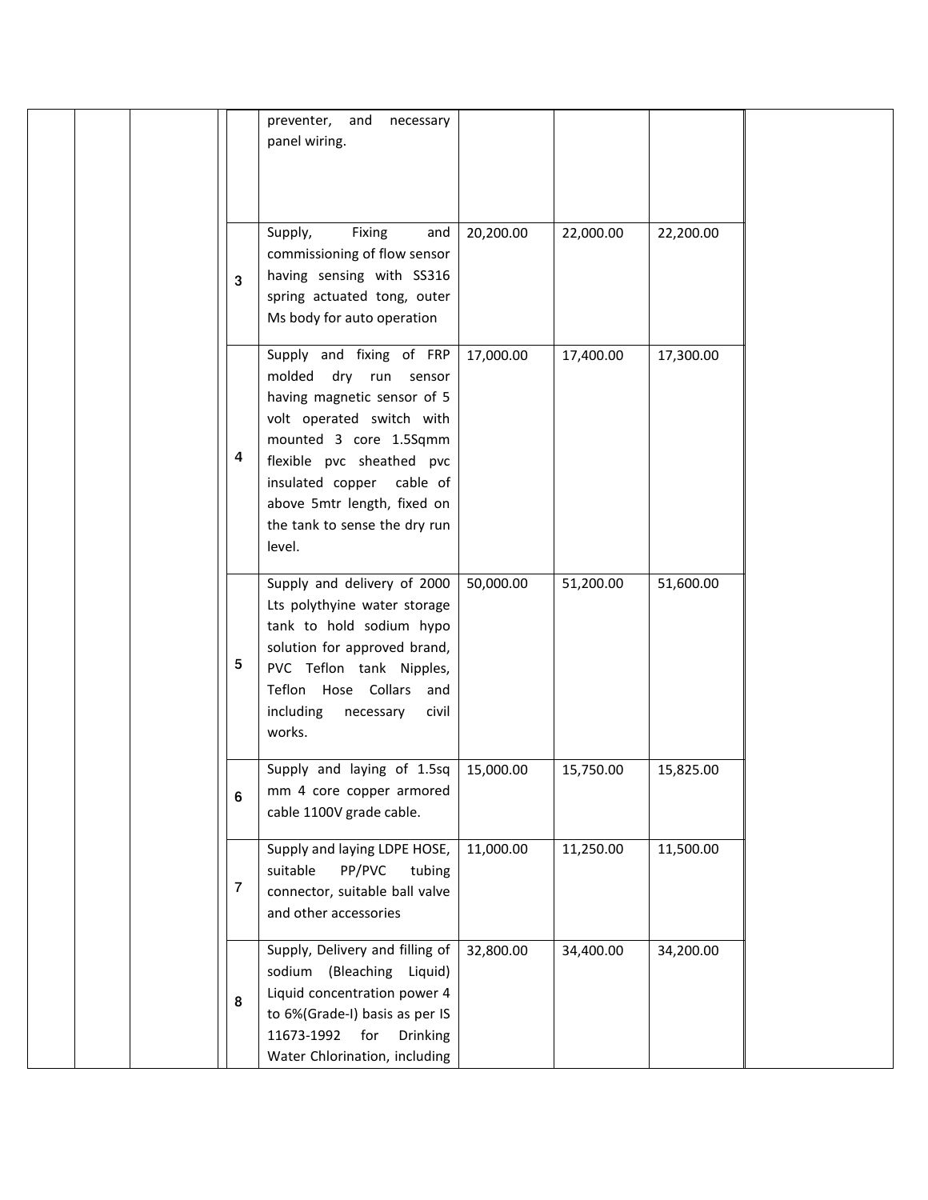| | | | | | | | | |
|---|---|---|---|---|---|---|---|---|
| | | | | preventer, and necessary panel wiring. | | | | |
| | | | 3 | Supply, Fixing and commissioning of flow sensor having sensing with SS316 spring actuated tong, outer Ms body for auto operation | 20,200.00 | 22,000.00 | 22,200.00 | |
| | | | 4 | Supply and fixing of FRP molded dry run sensor having magnetic sensor of 5 volt operated switch with mounted 3 core 1.5Sqmm flexible pvc sheathed pvc insulated copper cable of above 5mtr length, fixed on the tank to sense the dry run level. | 17,000.00 | 17,400.00 | 17,300.00 | |
| | | | 5 | Supply and delivery of 2000 Lts polythyine water storage tank to hold sodium hypo solution for approved brand, PVC Teflon tank Nipples, Teflon Hose Collars and including necessary civil works. | 50,000.00 | 51,200.00 | 51,600.00 | |
| | | | 6 | Supply and laying of 1.5sq mm 4 core copper armored cable 1100V grade cable. | 15,000.00 | 15,750.00 | 15,825.00 | |
| | | | 7 | Supply and laying LDPE HOSE, suitable PP/PVC tubing connector, suitable ball valve and other accessories | 11,000.00 | 11,250.00 | 11,500.00 | |
| | | | 8 | Supply, Delivery and filling of sodium (Bleaching Liquid) Liquid concentration power 4 to 6%(Grade-I) basis as per IS 11673-1992 for Drinking Water Chlorination, including | 32,800.00 | 34,400.00 | 34,200.00 | |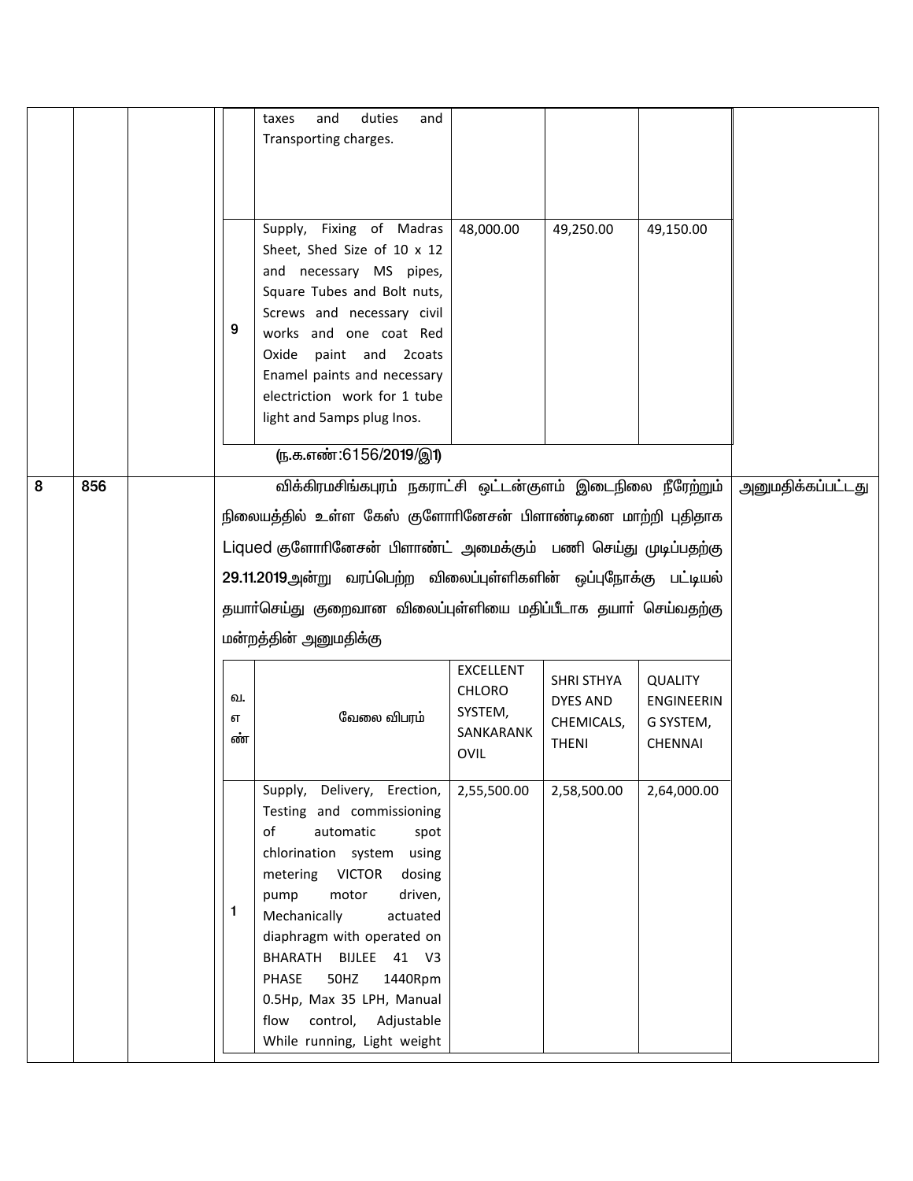| | | | | taxes and duties and Transporting charges. | | | | |
|---|---|---|---|---|---|---|---|---|
| | | | 9 | Supply, Fixing of Madras Sheet, Shed Size of 10 x 12 and necessary MS pipes, Square Tubes and Bolt nuts, Screws and necessary civil works and one coat Red Oxide paint and 2coats Enamel paints and necessary electriction work for 1 tube light and 5amps plug Inos. | 48,000.00 | 49,250.00 | 49,150.00 | |

(ந.க.எண்:6156/2019/இ1)

| 8 | 856 | | விக்கிரமசிங்கபுரம் நகராட்சி ஒட்டன்குளம் இடைநிலை நீரேற்றும் நிலையத்தில் உள்ள கேஸ் குளோரினேசன் பிளாண்டினை மாற்றி புதிதாக Liqued குளோரினேசன் பிளாண்ட் அமைக்கும் பணி செய்து முடிப்பதற்கு **29.11.2019**அன்று வரப்பெற்ற விலைப்புள்ளிகளின் ஒப்புநோக்கு பட்டியல் தயார்செய்து குறைவான விலைப்புள்ளியை மதிப்பீடாக தயார் செய்வதற்கு மன்றத்தின் அனுமதிக்கு | அனுமதிக்கப்பட்டது |
|---|---|---|---|---|

| வ. எண் | வேலை விபரம் | EXCELLENT CHLORO SYSTEM, SANKARANKOVIL | SHRI STHYA DYES AND CHEMICALS, THENI | QUALITY ENGINEERING SYSTEM, CHENNAI |
|---|---|---|---|---|
| 1 | Supply, Delivery, Erection, Testing and commissioning of automatic spot chlorination system using metering VICTOR dosing pump motor driven, Mechanically actuated diaphragm with operated on BHARATH BIJLEE 41 V3 PHASE 50HZ 1440Rpm 0.5Hp, Max 35 LPH, Manual flow control, Adjustable While running, Light weight | 2,55,500.00 | 2,58,500.00 | 2,64,000.00 |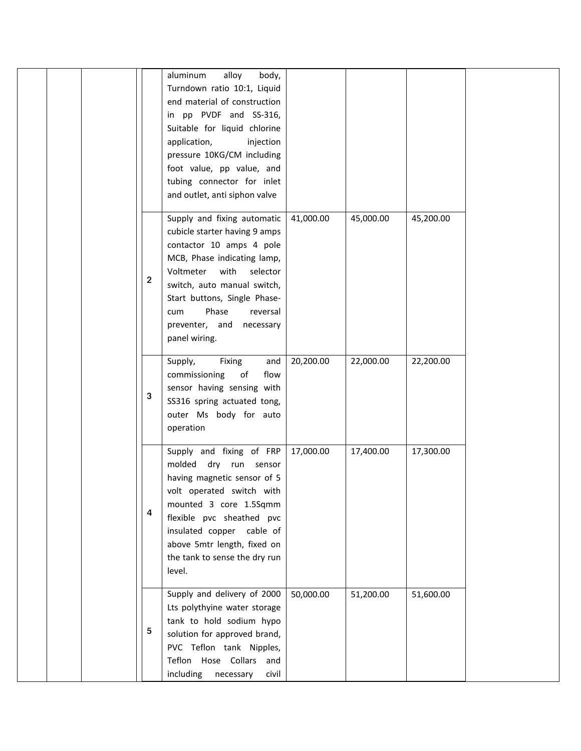| | | | | Description | | | | |
|---|---|---|---|---|---|---|---|---|
| | | | | aluminum alloy body, Turndown ratio 10:1, Liquid end material of construction in pp PVDF and SS-316, Suitable for liquid chlorine application, injection pressure 10KG/CM including foot value, pp value, and tubing connector for inlet and outlet, anti siphon valve | | | | |
| | | | 2 | Supply and fixing automatic cubicle starter having 9 amps contactor 10 amps 4 pole MCB, Phase indicating lamp, Voltmeter with selector switch, auto manual switch, Start buttons, Single Phase-cum Phase reversal preventer, and necessary panel wiring. | 41,000.00 | 45,000.00 | 45,200.00 | |
| | | | 3 | Supply, Fixing and commissioning of flow sensor having sensing with SS316 spring actuated tong, outer Ms body for auto operation | 20,200.00 | 22,000.00 | 22,200.00 | |
| | | | 4 | Supply and fixing of FRP molded dry run sensor having magnetic sensor of 5 volt operated switch with mounted 3 core 1.5Sqmm flexible pvc sheathed pvc insulated copper cable of above 5mtr length, fixed on the tank to sense the dry run level. | 17,000.00 | 17,400.00 | 17,300.00 | |
| | | | 5 | Supply and delivery of 2000 Lts polythyine water storage tank to hold sodium hypo solution for approved brand, PVC Teflon tank Nipples, Teflon Hose Collars and including necessary civil | 50,000.00 | 51,200.00 | 51,600.00 | |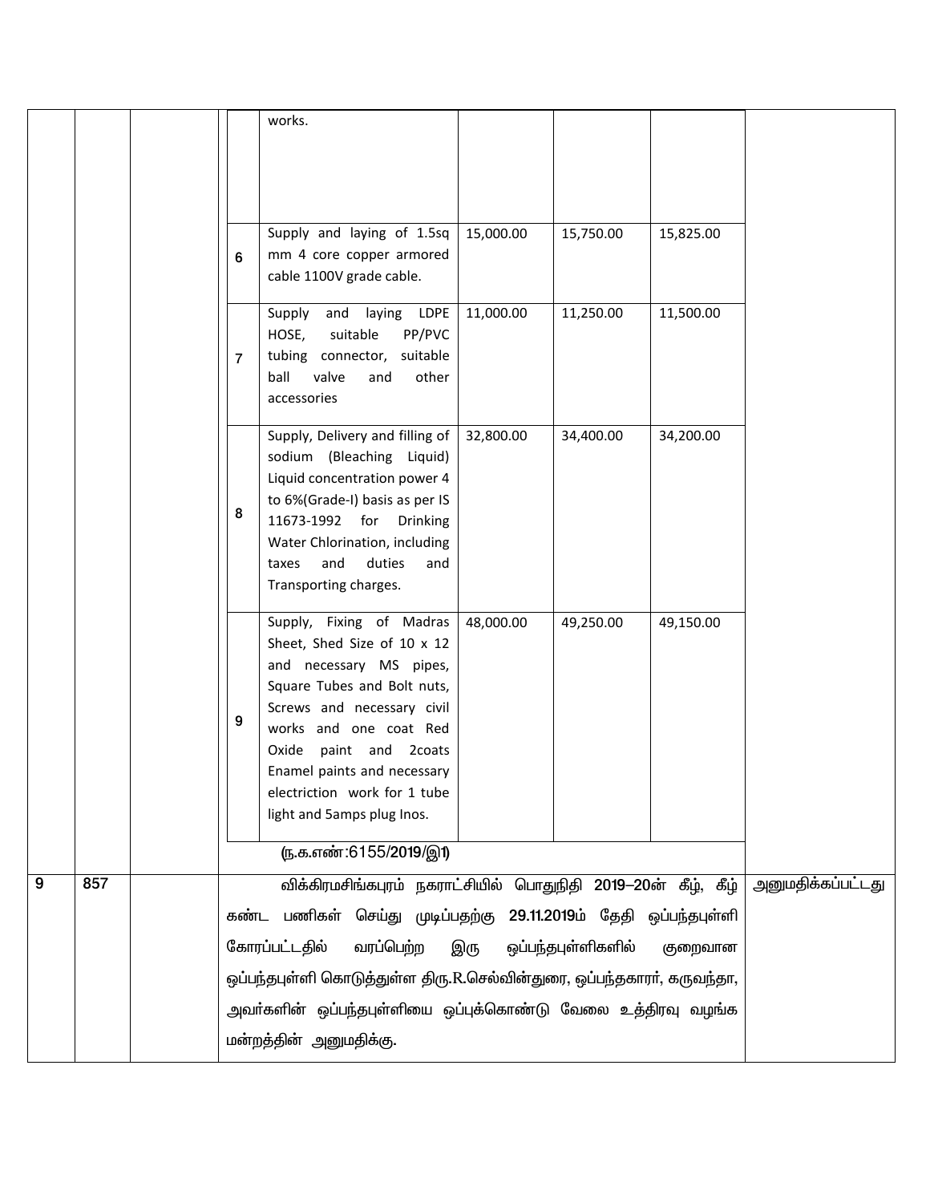|  |  |  |  |  |  |  |  |  |
|---|---|---|---|---|---|---|---|---|
|  |  |  |  | works. |  |  |  |  |
|  |  |  | 6 | Supply and laying of 1.5sq mm 4 core copper armored cable 1100V grade cable. | 15,000.00 | 15,750.00 | 15,825.00 |  |
|  |  |  | 7 | Supply and laying LDPE HOSE, suitable PP/PVC tubing connector, suitable ball valve and other accessories | 11,000.00 | 11,250.00 | 11,500.00 |  |
|  |  |  | 8 | Supply, Delivery and filling of sodium (Bleaching Liquid) Liquid concentration power 4 to 6%(Grade-I) basis as per IS 11673-1992 for Drinking Water Chlorination, including taxes and duties and Transporting charges. | 32,800.00 | 34,400.00 | 34,200.00 |  |
|  |  |  | 9 | Supply, Fixing of Madras Sheet, Shed Size of 10 x 12 and necessary MS pipes, Square Tubes and Bolt nuts, Screws and necessary civil works and one coat Red Oxide paint and 2coats Enamel paints and necessary electriction work for 1 tube light and 5amps plug Inos. | 48,000.00 | 49,250.00 | 49,150.00 |  |
|  |  |  | (ந.க.எண்:6155/2019/இ1) |  |  |  |  |  |
| 9 | 857 |  | விக்கிரமசிங்கபுரம் நகராட்சியில் பொதுநிதி 2019–20ன் கீழ், கீழ் கண்ட பணிகள் செய்து முடிப்பதற்கு 29.11.2019ம் தேதி ஒப்பந்தபுள்ளி கோரப்பட்டதில் வரப்பெற்ற இரு ஒப்பந்தபுள்ளிகளில் குறைவான ஒப்பந்தபுள்ளி கொடுத்துள்ள திரு.R.செல்வின்துரை, ஒப்பந்தகாரர், கருவந்தா, அவர்களின் ஒப்பந்தபுள்ளியை ஒப்புக்கொண்டு வேலை உத்திரவு வழங்க மன்றத்தின் அனுமதிக்கு. |  |  |  |  | அனுமதிக்கப்பட்டது |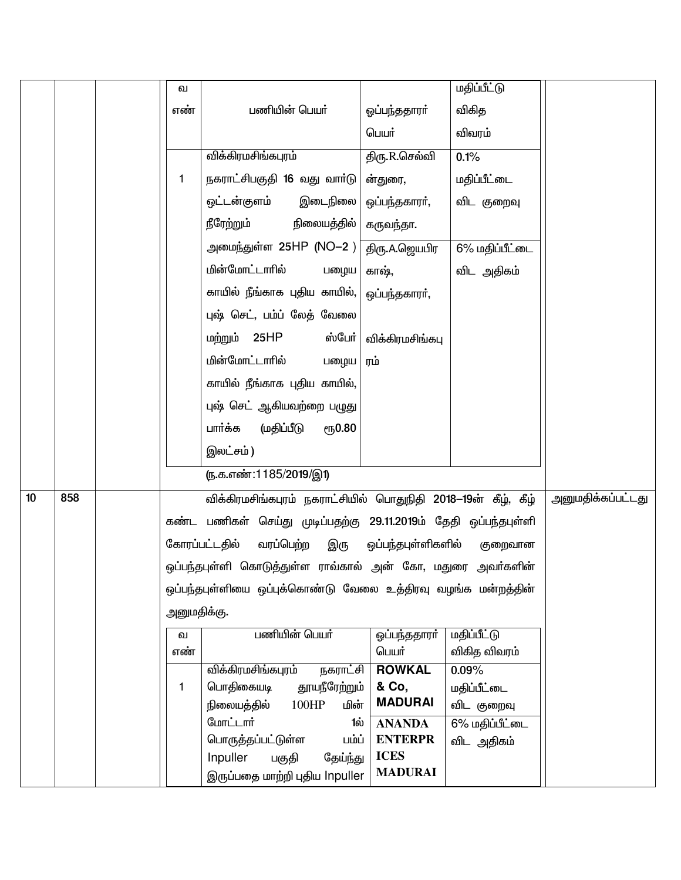| | | | | |
|---|---|---|---|---|
| | | | <table><tr><th>வ எண்</th><th>பணியின் பெயர்</th><th>ஒப்பந்ததாரர் பெயர்</th><th>மதிப்பீட்டு விகித விவரம்</th></tr><tr><td>1</td><td>விக்கிரமசிங்கபுரம் நகராட்சிபகுதி 16 வது வார்டு ஒட்டன்குளம் இடைநிலை நீரேற்றும் நிலையத்தில் அமைந்துள்ள 25HP (NO–2 ) மின்மோட்டாரில் பழைய காயில் நீங்காக புதிய காயில், புஷ் செட், பம்ப் லேத் வேலை மற்றும் 25HP ஸ்பேர் மின்மோட்டாரில் பழைய காயில் நீங்காக புதிய காயில், புஷ் செட் ஆகியவற்றை பழுது பார்க்க (மதிப்பீடு ரூ0.80 இலட்சம் )</td><td>திரு.R.செல்வின்துரை, ஒப்பந்தகாரர், கருவந்தா.<br>திரு.A.ஜெயபிரகாஷ், ஒப்பந்தகாரர், விக்கிரமசிங்கபுரம்</td><td>0.1% மதிப்பீட்டை விட குறைவு<br>6% மதிப்பீட்டை விட அதிகம்</td></tr></table>(ந.க.எண்:1185/2019/இ1) | |
| 10 | 858 | | விக்கிரமசிங்கபுரம் நகராட்சியில் பொதுநிதி 2018–19ன் கீழ், கீழ் கண்ட பணிகள் செய்து முடிப்பதற்கு 29.11.2019ம் தேதி ஒப்பந்தபுள்ளி கோரப்பட்டதில் வரப்பெற்ற இரு ஒப்பந்தபுள்ளிகளில் குறைவான ஒப்பந்தபுள்ளி கொடுத்துள்ள ராவ்கால் அன் கோ, மதுரை அவர்களின் ஒப்பந்தபுள்ளியை ஒப்புக்கொண்டு வேலை உத்திரவு வழங்க மன்றத்தின் அனுமதிக்கு.<table><tr><th>வ எண்</th><th>பணியின் பெயர்</th><th>ஒப்பந்ததாரர் பெயர்</th><th>மதிப்பீட்டு விகித விவரம்</th></tr><tr><td>1</td><td>விக்கிரமசிங்கபுரம் நகராட்சி பொதிகையடி தூயநீரேற்றும் நிலையத்தில் 100HP மின் மோட்டார் 1ல் பொருத்தப்பட்டுள்ள பம்ப் Inpuller பகுதி தேய்ந்து இருப்பதை மாற்றி புதிய Inpuller</td><td>**ROWKAL & Co, MADURAI**<br>**ANANDA ENTERPRICES MADURAI**</td><td>0.09% மதிப்பீட்டை விட குறைவு<br>6% மதிப்பீட்டை விட அதிகம்</td></tr></table> | அனுமதிக்கப்பட்டது |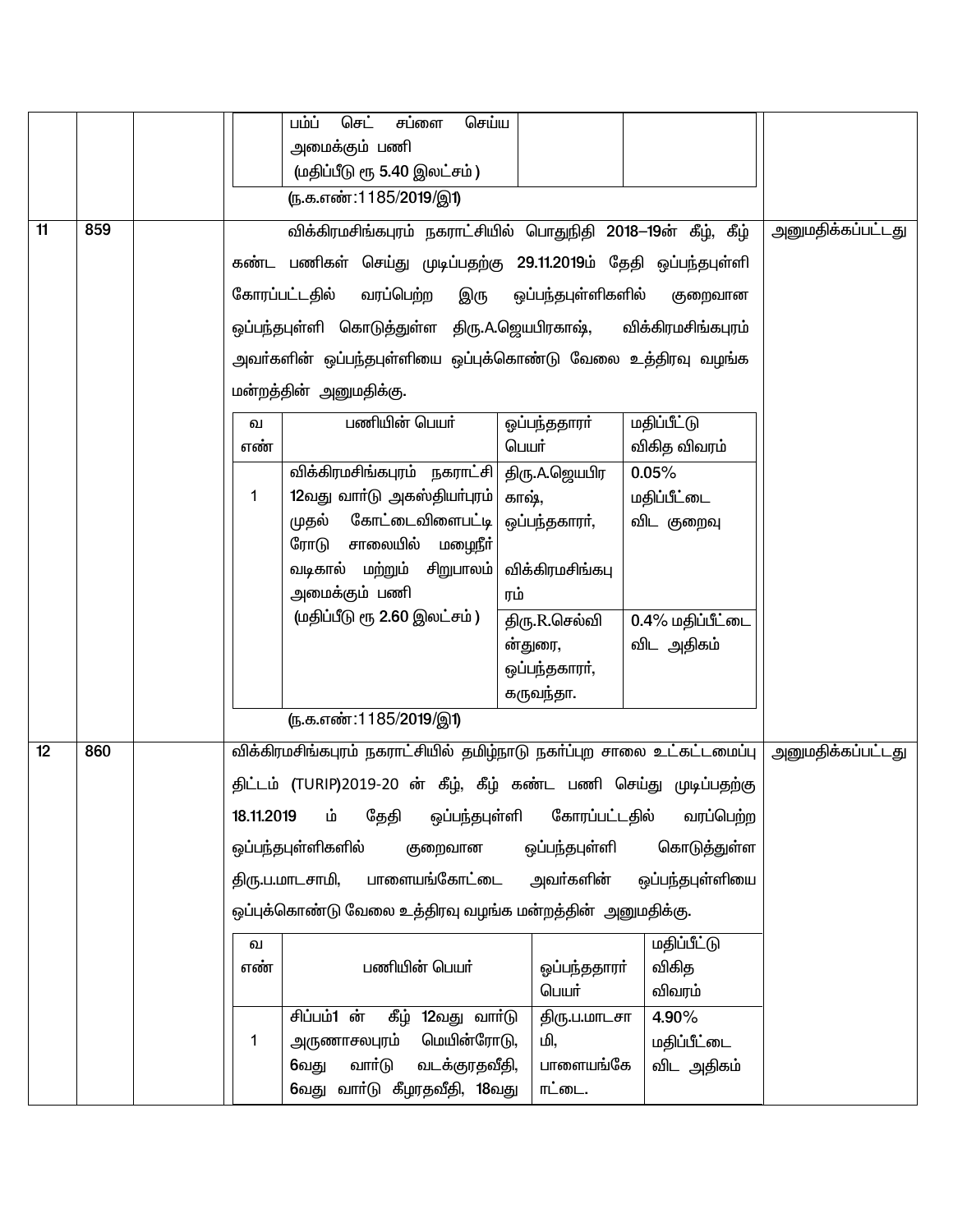| | | | | |
|---|---|---|---|---|
| | | | பம்ப் செட் சப்ளை செய்ய அமைக்கும் பணி (மதிப்பீடு ரூ 5.40 இலட்சம் ) (ந.க.எண்:1185/2019/இ1) | |
| 11 | 859 | | விக்கிரமசிங்கபுரம் நகராட்சியில் பொதுநிதி 2018–19ன் கீழ், கீழ் கண்ட பணிகள் செய்து முடிப்பதற்கு 29.11.2019ம் தேதி ஒப்பந்தபுள்ளி கோரப்பட்டதில் வரப்பெற்ற இரு ஒப்பந்தபுள்ளிகளில் குறைவான ஒப்பந்தபுள்ளி கொடுத்துள்ள திரு.A.ஜெயபிரகாஷ், விக்கிரமசிங்கபுரம் அவர்களின் ஒப்பந்தபுள்ளியை ஒப்புக்கொண்டு வேலை உத்திரவு வழங்க மன்றத்தின் அனுமதிக்கு. | அனுமதிக்கப்பட்டது |

| வ எண் | பணியின் பெயர் | ஒப்பந்ததாரர் பெயர் | மதிப்பீட்டு விகித விவரம் |
|---|---|---|---|
| 1 | விக்கிரமசிங்கபுரம் நகராட்சி 12வது வார்டு அகஸ்தியர்புரம் முதல் கோட்டைவிளைபட்டி ரோடு சாலையில் மழைநீர் வடிகால் மற்றும் சிறுபாலம் அமைக்கும் பணி (மதிப்பீடு ரூ 2.60 இலட்சம் ) | திரு.A.ஜெயபிரகாஷ், ஒப்பந்தகாரர், விக்கிரமசிங்கபுரம் | 0.05% மதிப்பீட்டை விட குறைவு |
| | | திரு.R.செல்வின்துரை, ஒப்பந்தகாரர், கருவந்தா. | 0.4% மதிப்பீட்டை விட அதிகம் |

(ந.க.எண்:1185/2019/இ1)

| | | | | |
|---|---|---|---|---|
| 12 | 860 | | விக்கிரமசிங்கபுரம் நகராட்சியில் தமிழ்நாடு நகர்ப்புற சாலை உட்கட்டமைப்பு திட்டம் (TURIP)2019-20 ன் கீழ், கீழ் கண்ட பணி செய்து முடிப்பதற்கு 18.11.2019 ம் தேதி ஒப்பந்தபுள்ளி கோரப்பட்டதில் வரப்பெற்ற ஒப்பந்தபுள்ளிகளில் குறைவான ஒப்பந்தபுள்ளி கொடுத்துள்ள திரு.ப.மாடசாமி, பாளையங்கோட்டை அவர்களின் ஒப்பந்தபுள்ளியை ஒப்புக்கொண்டு வேலை உத்திரவு வழங்க மன்றத்தின் அனுமதிக்கு. | அனுமதிக்கப்பட்டது |

| வ எண் | பணியின் பெயர் | ஒப்பந்ததாரர் பெயர் | மதிப்பீட்டு விகித விவரம் |
|---|---|---|---|
| 1 | சிப்பம்1 ன் கீழ் 12வது வார்டு அருணாசலபுரம் மெயின்ரோடு, 6வது வார்டு வடக்குரதவீதி, 6வது வார்டு கீழரதவீதி, 18வது | திரு.ப.மாடசாமி, பாளையங்கோட்டை. | 4.90% மதிப்பீட்டை விட அதிகம் |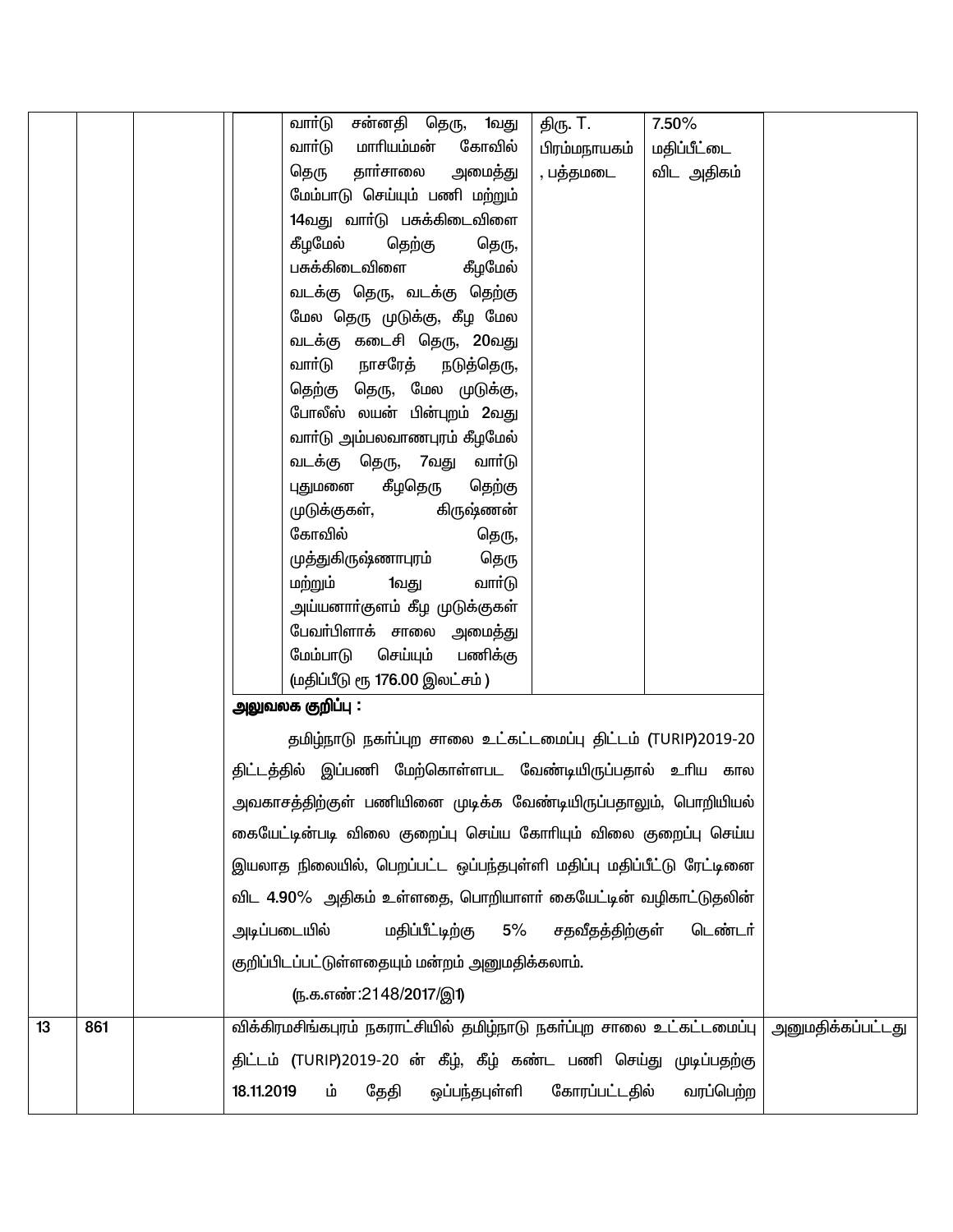| | | | | | | |
|---|---|---|---|---|---|---|
| | | | வார்டு சன்னதி தெரு, 1வது வார்டு மாரியம்மன் கோவில் தெரு தார்சாலை அமைத்து மேம்பாடு செய்யும் பணி மற்றும் 14வது வார்டு பசுக்கிடைவிளை கீழமேல் தெற்கு தெரு, பசுக்கிடைவிளை கீழமேல் வடக்கு தெரு, வடக்கு தெற்கு மேல தெரு முடுக்கு, கீழ மேல வடக்கு கடைசி தெரு, 20வது வார்டு நாசரேத் நடுத்தெரு, தெற்கு தெரு, மேல முடுக்கு, போலீஸ் லயன் பின்புறம் 2வது வார்டு அம்பலவாணபுரம் கீழமேல் வடக்கு தெரு, 7வது வார்டு புதுமனை கீழதெரு தெற்கு முடுக்குகள், கிருஷ்ணன் கோவில் தெரு, முத்துகிருஷ்ணாபுரம் தெரு மற்றும் 1வது வார்டு அய்யனார்குளம் கீழ முடுக்குகள் பேவர்பிளாக் சாலை அமைத்து மேம்பாடு செய்யும் பணிக்கு (மதிப்பீடு ரூ 176.00 இலட்சம் ) | திரு. T. பிரம்மநாயகம், பத்தமடை | 7.50% மதிப்பீட்டை விட அதிகம் | |
| | | | **அலுவலக குறிப்பு :** தமிழ்நாடு நகர்ப்புற சாலை உட்கட்டமைப்பு திட்டம் (TURIP)2019-20 திட்டத்தில் இப்பணி மேற்கொள்ளபட வேண்டியிருப்பதால் உரிய கால அவகாசத்திற்குள் பணியினை முடிக்க வேண்டியிருப்பதாலும், பொறியியல் கையேட்டின்படி விலை குறைப்பு செய்ய கோரியும் விலை குறைப்பு செய்ய இயலாத நிலையில், பெறப்பட்ட ஒப்பந்தபுள்ளி மதிப்பு மதிப்பீட்டு ரேட்டினை விட 4.90% அதிகம் உள்ளதை, பொறியாளர் கையேட்டின் வழிகாட்டுதலின் அடிப்படையில் மதிப்பீட்டிற்கு 5% சதவீதத்திற்குள் டெண்டர் குறிப்பிடப்பட்டுள்ளதையும் மன்றம் அனுமதிக்கலாம். (ந.க.எண்:2148/2017/இ1) | | | |
| 13 | 861 | | விக்கிரமசிங்கபுரம் நகராட்சியில் தமிழ்நாடு நகர்ப்புற சாலை உட்கட்டமைப்பு திட்டம் (TURIP)2019-20 ன் கீழ், கீழ் கண்ட பணி செய்து முடிப்பதற்கு 18.11.2019 ம் தேதி ஒப்பந்தபுள்ளி கோரப்பட்டதில் வரப்பெற்ற | | | அனுமதிக்கப்பட்டது |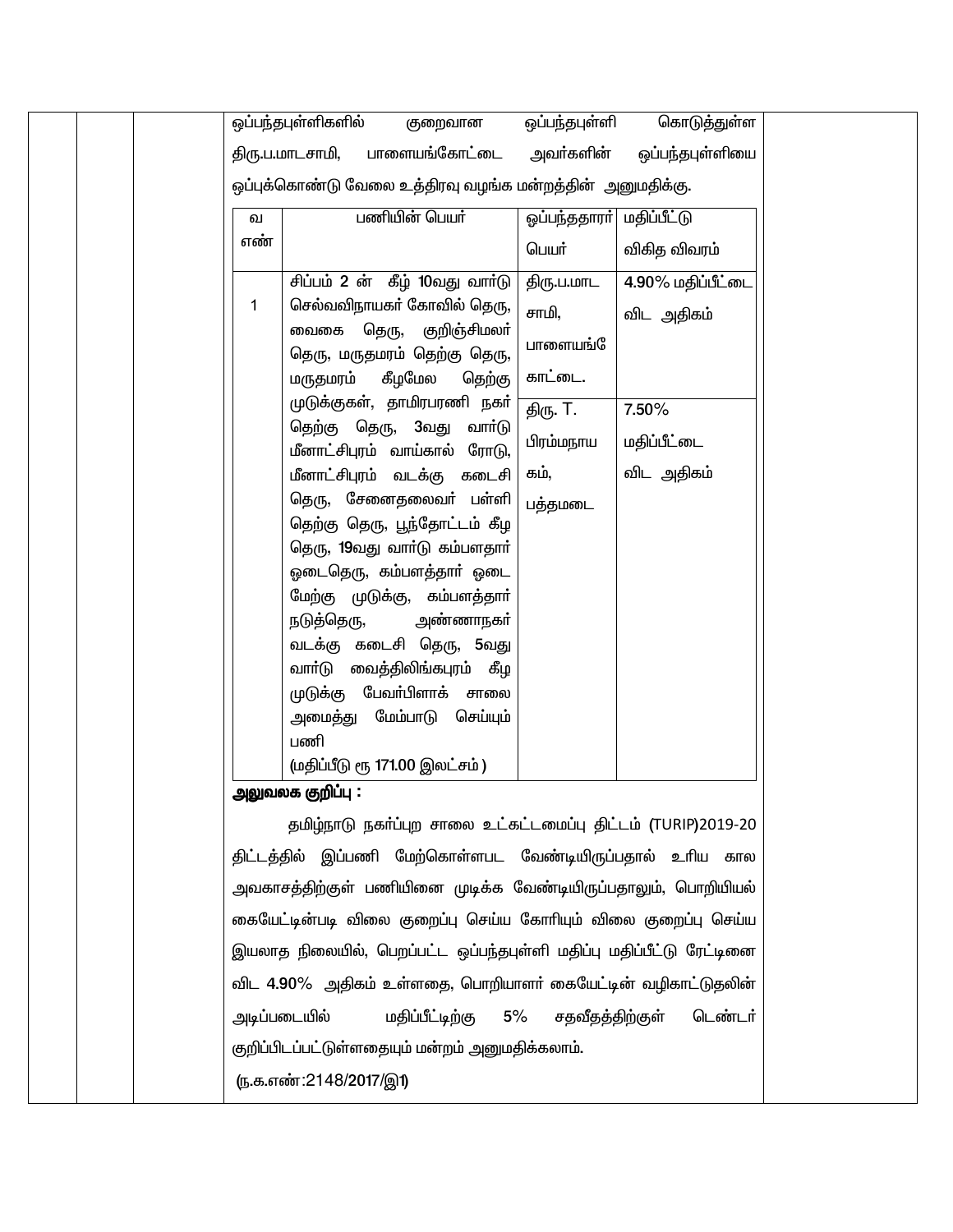ஒப்பந்தபுள்ளிகளில் குறைவான ஒப்பந்தபுள்ளி கொடுத்துள்ள திரு.ப.மாடசாமி, பாளையங்கோட்டை அவர்களின் ஒப்பந்தபுள்ளியை ஒப்புக்கொண்டு வேலை உத்திரவு வழங்க மன்றத்தின் அனுமதிக்கு.

| வ எண் | பணியின் பெயர் | ஒப்பந்ததாரர் பெயர் | மதிப்பீட்டு விகித விவரம் |
|---|---|---|---|
| 1 | சிப்பம் 2 ன் கீழ் 10வது வார்டு செல்வவிநாயகர் கோவில் தெரு, வைகை தெரு, குறிஞ்சிமலர் தெரு, மருதமரம் தெற்கு தெரு, மருதமரம் கீழமேல தெற்கு முடுக்குகள், தாமிரபரணி நகர் தெற்கு தெரு, 3வது வார்டு மீனாட்சிபுரம் வாய்கால் ரோடு, மீனாட்சிபுரம் வடக்கு கடைசி தெரு, சேனைதலைவர் பள்ளி தெற்கு தெரு, பூந்தோட்டம் கீழ தெரு, 19வது வார்டு கம்பளதார் ஓடைதெரு, கம்பளத்தார் ஓடை மேற்கு முடுக்கு, கம்பளத்தார் நடுத்தெரு, அண்ணாநகர் வடக்கு கடைசி தெரு, 5வது வார்டு வைத்திலிங்கபுரம் கீழ முடுக்கு பேவர்பிளாக் சாலை அமைத்து மேம்பாடு செய்யும் பணி (மதிப்பீடு ரூ 171.00 இலட்சம் ) | திரு.ப.மாட சாமி, பாளையங்கோட்டை. | 4.90% மதிப்பீட்டை விட அதிகம் |
| | | திரு. T. பிரம்மநாயகம், பத்தமடை | 7.50% மதிப்பீட்டை விட அதிகம் |

**அலுவலக குறிப்பு :**

தமிழ்நாடு நகர்ப்புற சாலை உட்கட்டமைப்பு திட்டம் (TURIP)2019-20 திட்டத்தில் இப்பணி மேற்கொள்ளபட வேண்டியிருப்பதால் உரிய கால அவகாசத்திற்குள் பணியினை முடிக்க வேண்டியிருப்பதாலும், பொறியியல் கையேட்டின்படி விலை குறைப்பு செய்ய கோரியும் விலை குறைப்பு செய்ய இயலாத நிலையில், பெறப்பட்ட ஒப்பந்தபுள்ளி மதிப்பு மதிப்பீட்டு ரேட்டினை விட 4.90% அதிகம் உள்ளதை, பொறியாளர் கையேட்டின் வழிகாட்டுதலின் அடிப்படையில் மதிப்பீட்டிற்கு 5% சதவீதத்திற்குள் டெண்டர் குறிப்பிடப்பட்டுள்ளதையும் மன்றம் அனுமதிக்கலாம்.

(ந.க.எண்:2148/2017/இ1)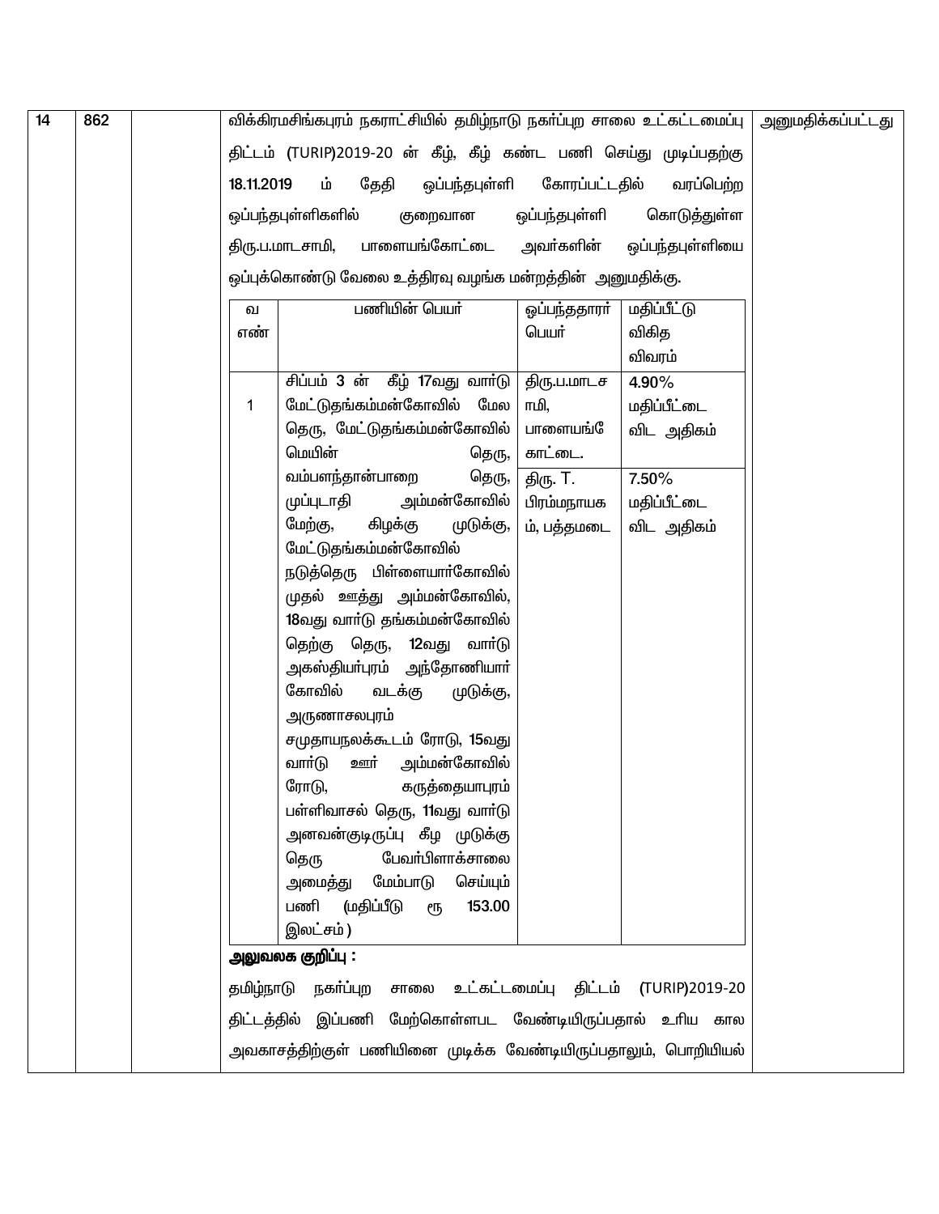| 14 | 862 | | விக்கிரமசிங்கபுரம் நகராட்சியில் தமிழ்நாடு நகர்ப்புற சாலை உட்கட்டமைப்பு திட்டம் (TURIP)2019-20 ன் கீழ், கீழ் கண்ட பணி செய்து முடிப்பதற்கு 18.11.2019 ம் தேதி ஒப்பந்தபுள்ளி கோரப்பட்டதில் வரப்பெற்ற ஒப்பந்தபுள்ளிகளில் குறைவான ஒப்பந்தபுள்ளி கொடுத்துள்ள திரு.ப.மாடசாமி, பாளையங்கோட்டை அவர்களின் ஒப்பந்தபுள்ளியை ஒப்புக்கொண்டு வேலை உத்திரவு வழங்க மன்றத்தின் அனுமதிக்கு. | அனுமதிக்கப்பட்டது |
|---|---|---|---|---|

| வ எண் | பணியின் பெயர் | ஒப்பந்ததாரர் பெயர் | மதிப்பீட்டு விகித விவரம் |
|---|---|---|---|
| 1 | சிப்பம் 3 ன் கீழ் 17வது வார்டு மேட்டுதங்கம்மன்கோவில் மேல தெரு, மேட்டுதங்கம்மன்கோவில் மெயின் தெரு, வம்பளந்தான்பாறை தெரு, முப்புடாதி அம்மன்கோவில் மேற்கு, கிழக்கு முடுக்கு, மேட்டுதங்கம்மன்கோவில் நடுத்தெரு பிள்ளையார்கோவில் முதல் ஊத்து அம்மன்கோவில், 18வது வார்டு தங்கம்மன்கோவில் தெற்கு தெரு, 12வது வார்டு அகஸ்தியர்புரம் அந்தோணியார் கோவில் வடக்கு முடுக்கு, அருணாசலபுரம் சமுதாயநலக்கூடம் ரோடு, 15வது வார்டு ஊர் அம்மன்கோவில் ரோடு, கருத்தையாபுரம் பள்ளிவாசல் தெரு, 11வது வார்டு அனவன்குடிருப்பு கீழ முடுக்கு தெரு பேவர்பிளாக்சாலை அமைத்து மேம்பாடு செய்யும் பணி (மதிப்பீடு ரூ 153.00 இலட்சம்) | திரு.ப.மாடசாமி, பாளையங்கோட்டை. | 4.90% மதிப்பீட்டை விட அதிகம் |
| | | திரு. T. பிரம்மநாயகம், பத்தமடை | 7.50% மதிப்பீட்டை விட அதிகம் |

**அலுவலக குறிப்பு :**

தமிழ்நாடு நகர்ப்புற சாலை உட்கட்டமைப்பு திட்டம் (TURIP)2019-20 திட்டத்தில் இப்பணி மேற்கொள்ளபட வேண்டியிருப்பதால் உரிய கால அவகாசத்திற்குள் பணியினை முடிக்க வேண்டியிருப்பதாலும், பொறியியல்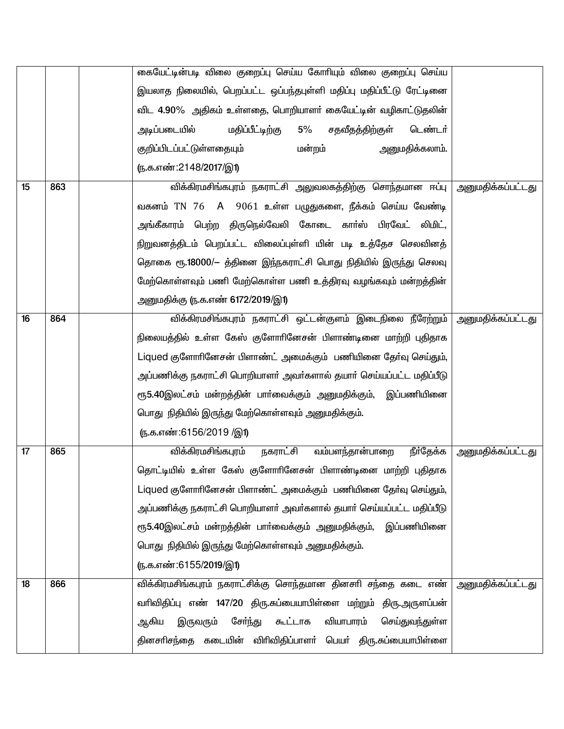| | | | | |
|---|---|---|---|---|
| | | | கையேட்டின்படி விலை குறைப்பு செய்ய கோரியும் விலை குறைப்பு செய்ய இயலாத நிலையில், பெறப்பட்ட ஒப்பந்தபுள்ளி மதிப்பு மதிப்பீட்டு ரேட்டினை விட 4.90% அதிகம் உள்ளதை, பொறியாளர் கையேட்டின் வழிகாட்டுதலின் அடிப்படையில் மதிப்பீட்டிற்கு 5% சதவீதத்திற்குள் டெண்டர் குறிப்பிடப்பட்டுள்ளதையும் மன்றம் அனுமதிக்கலாம். (ந.க.எண்:2148/2017/இ1) | |
| 15 | 863 | | விக்கிரமசிங்கபுரம் நகராட்சி அலுவலகத்திற்கு சொந்தமான ஈப்பு வகனம் TN 76 A 9061 உள்ள பழுதுகளை, நீக்கம் செய்ய வேண்டி அங்கீகாரம் பெற்ற திருநெல்வேலி கோடை கார்ஸ் பிரவேட் லிமிட், நிறுவனத்திடம் பெறப்பட்ட விலைப்புள்ளி யின் படி உத்தேச செலவினத் தொகை ரூ.18000/– த்தினை இந்நகராட்சி பொது நிதியில் இருந்து செலவு மேற்கொள்ளவும் பணி மேற்கொள்ள பணி உத்திரவு வழங்கவும் மன்றத்தின் அனுமதிக்கு (ந.க.எண் 6172/2019/இ1) | அனுமதிக்கப்பட்டது |
| 16 | 864 | | விக்கிரமசிங்கபுரம் நகராட்சி ஒட்டன்குளம் இடைநிலை நீரேற்றும் நிலையத்தில் உள்ள கேஸ் குளோரினேசன் பிளாண்டினை மாற்றி புதிதாக Liqued குளோரினேசன் பிளாண்ட் அமைக்கும் பணியினை தேர்வு செய்தும், அப்பணிக்கு நகராட்சி பொறியாளர் அவர்களால் தயார் செய்யப்பட்ட மதிப்பீடு ரூ5.40இலட்சம் மன்றத்தின் பார்வைக்கும் அனுமதிக்கும், இப்பணியினை பொது நிதியில் இருந்து மேற்கொள்ளவும் அனுமதிக்கும். (ந.க.எண்:6156/2019 /இ1) | அனுமதிக்கப்பட்டது |
| 17 | 865 | | விக்கிரமசிங்கபுரம் நகராட்சி வம்பளந்தான்பாறை நீர்தேக்க தொட்டியில் உள்ள கேஸ் குளோரினேசன் பிளாண்டினை மாற்றி புதிதாக Liqued குளோரினேசன் பிளாண்ட் அமைக்கும் பணியினை தேர்வு செய்தும், அப்பணிக்கு நகராட்சி பொறியாளர் அவர்களால் தயார் செய்யப்பட்ட மதிப்பீடு ரூ5.40இலட்சம் மன்றத்தின் பார்வைக்கும் அனுமதிக்கும், இப்பணியினை பொது நிதியில் இருந்து மேற்கொள்ளவும் அனுமதிக்கும். (ந.க.எண்:6155/2019/இ1) | அனுமதிக்கப்பட்டது |
| 18 | 866 | | விக்கிரமசிங்கபுரம் நகராட்சிக்கு சொந்தமான தினசரி சந்தை கடை எண் வரிவிதிப்பு எண் 147/20 திரு.சுப்பையாபிள்ளை மற்றும் திரு.அருளப்பன் ஆகிய இருவரும் சேர்ந்து கூட்டாக வியாபாரம் செய்துவந்துள்ள தினசரிசந்தை கடையின் விரிவிதிப்பாளர் பெயர் திரு.சுப்பையாபிள்ளை | அனுமதிக்கப்பட்டது |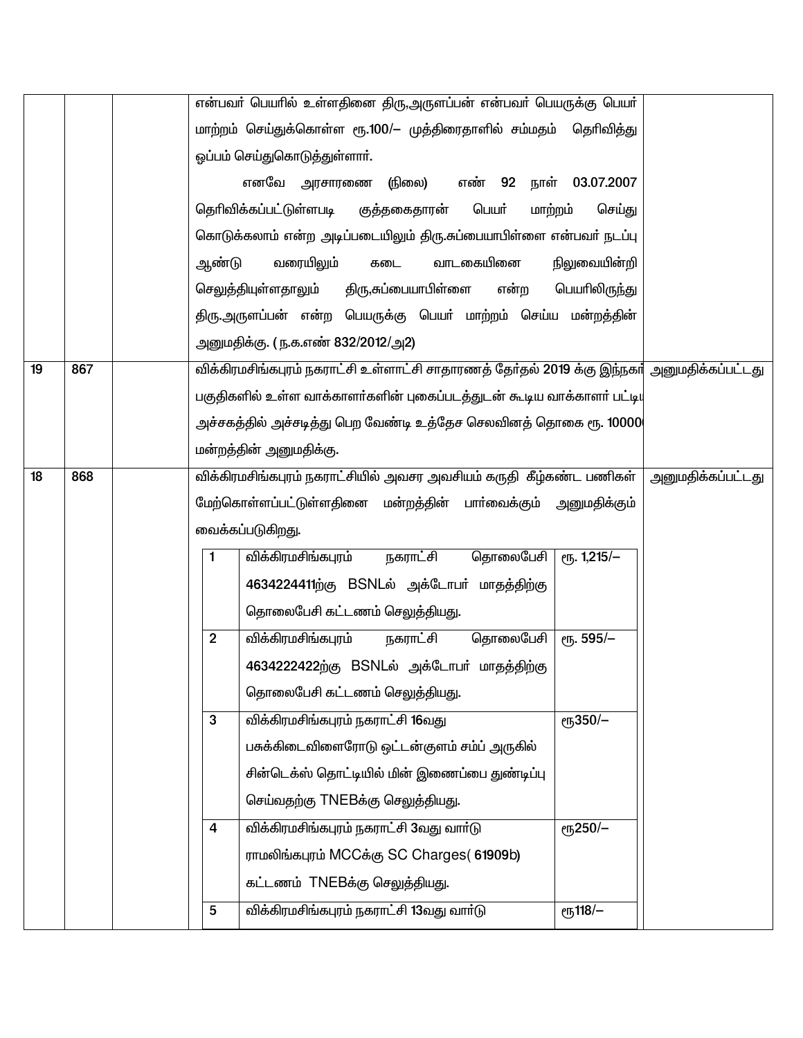| | | | | |
|---|---|---|---|---|
| | | | என்பவர் பெயரில் உள்ளதினை திரு,அருளப்பன் என்பவர் பெயருக்கு பெயர் மாற்றம் செய்துக்கொள்ள ரூ.100/– முத்திரைதாளில் சம்மதம் தெரிவித்து ஒப்பம் செய்துகொடுத்துள்ளார்.<br>எனவே அரசாரணை (நிலை) எண் 92 நாள் 03.07.2007 தெரிவிக்கப்பட்டுள்ளபடி குத்தகைதாரன் பெயர் மாற்றம் செய்து கொடுக்கலாம் என்ற அடிப்படையிலும் திரு.சுப்பையாபிள்ளை என்பவர் நடப்பு ஆண்டு வரையிலும் கடை வாடகையினை நிலுவையின்றி செலுத்தியுள்ளதாலும் திரு,சுப்பையாபிள்ளை என்ற பெயரிலிருந்து திரு.அருளப்பன் என்ற பெயருக்கு பெயர் மாற்றம் செய்ய மன்றத்தின் அனுமதிக்கு. ( ந.க.எண் 832/2012/அ2) | |
| 19 | 867 | | விக்கிரமசிங்கபுரம் நகராட்சி உள்ளாட்சி சாதாரணத் தேர்தல் 2019 க்கு இந்நகர் பகுதிகளில் உள்ள வாக்காளர்களின் புகைப்படத்துடன் கூடிய வாக்காளர் பட்டி அச்சகத்தில் அச்சடித்து பெற வேண்டி உத்தேச செலவினத் தொகை ரூ. 10000 மன்றத்தின் அனுமதிக்கு. | அனுமதிக்கப்பட்டது |
| 18 | 868 | | விக்கிரமசிங்கபுரம் நகராட்சியில் அவசர அவசியம் கருதி கீழ்கண்ட பணிகள் மேற்கொள்ளப்பட்டுள்ளதினை மன்றத்தின் பார்வைக்கும் அனுமதிக்கும் வைக்கப்படுகிறது.<br><br>1. விக்கிரமசிங்கபுரம் நகராட்சி தொலைபேசி 4634224411ற்கு BSNLல் அக்டோபர் மாதத்திற்கு தொலைபேசி கட்டணம் செலுத்தியது. — ரூ. 1,215/–<br>2. விக்கிரமசிங்கபுரம் நகராட்சி தொலைபேசி 4634222422ற்கு BSNLல் அக்டோபர் மாதத்திற்கு தொலைபேசி கட்டணம் செலுத்தியது. — ரூ. 595/–<br>3. விக்கிரமசிங்கபுரம் நகராட்சி 16வது பசுக்கிடைவிளைரோடு ஒட்டன்குளம் சம்ப் அருகில் சின்டெக்ஸ் தொட்டியில் மின் இணைப்பை துண்டிப்பு செய்வதற்கு TNEBக்கு செலுத்தியது. — ரூ350/–<br>4. விக்கிரமசிங்கபுரம் நகராட்சி 3வது வார்டு ராமலிங்கபுரம் MCCக்கு SC Charges( 61909b) கட்டணம் TNEBக்கு செலுத்தியது. — ரூ250/–<br>5. விக்கிரமசிங்கபுரம் நகராட்சி 13வது வார்டு — ரூ118/– | அனுமதிக்கப்பட்டது |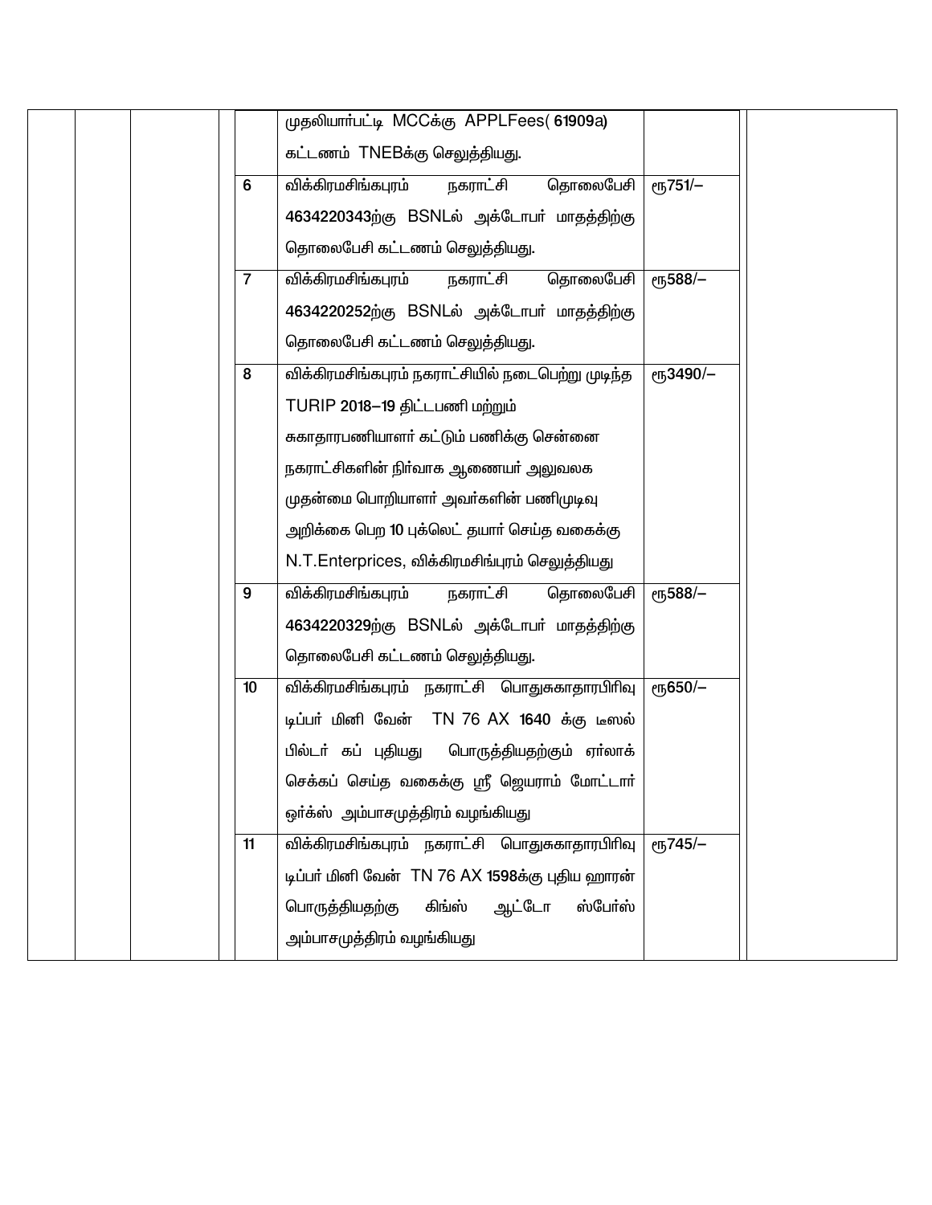| | | | | | | | |
|---|---|---|---|---|---|---|---|
| | | | | | முதலியார்பட்டி MCCக்கு APPLFees( 61909a) கட்டணம் TNEBக்கு செலுத்தியது. | | |
| | | | | 6 | விக்கிரமசிங்கபுரம் நகராட்சி தொலைபேசி 4634220343ற்கு BSNLல் அக்டோபர் மாதத்திற்கு தொலைபேசி கட்டணம் செலுத்தியது. | ரூ751/– | |
| | | | | 7 | விக்கிரமசிங்கபுரம் நகராட்சி தொலைபேசி 4634220252ற்கு BSNLல் அக்டோபர் மாதத்திற்கு தொலைபேசி கட்டணம் செலுத்தியது. | ரூ588/– | |
| | | | | 8 | விக்கிரமசிங்கபுரம் நகராட்சியில் நடைபெற்று முடிந்த TURIP 2018–19 திட்டபணி மற்றும் சுகாதாரபணியாளர் கட்டும் பணிக்கு சென்னை நகராட்சிகளின் நிர்வாக ஆணையர் அலுவலக முதன்மை பொறியாளர் அவர்களின் பணிமுடிவு அறிக்கை பெற 10 புக்லெட் தயார் செய்த வகைக்கு N.T.Enterprices, விக்கிரமசிங்புரம் செலுத்தியது | ரூ3490/– | |
| | | | | 9 | விக்கிரமசிங்கபுரம் நகராட்சி தொலைபேசி 4634220329ற்கு BSNLல் அக்டோபர் மாதத்திற்கு தொலைபேசி கட்டணம் செலுத்தியது. | ரூ588/– | |
| | | | | 10 | விக்கிரமசிங்கபுரம் நகராட்சி பொதுசுகாதாரபிரிவு டிப்பர் மினி வேன் TN 76 AX 1640 க்கு டீஸல் பில்டர் கப் புதியது பொருத்தியதற்கும் ஏர்லாக் செக்கப் செய்த வகைக்கு ஸ்ரீ ஜெயராம் மோட்டார் ஒர்க்ஸ் அம்பாசமுத்திரம் வழங்கியது | ரூ650/– | |
| | | | | 11 | விக்கிரமசிங்கபுரம் நகராட்சி பொதுசுகாதாரபிரிவு டிப்பர் மினி வேன் TN 76 AX 1598க்கு புதிய ஹாரன் பொருத்தியதற்கு கிங்ஸ் ஆட்டோ ஸ்பேர்ஸ் அம்பாசமுத்திரம் வழங்கியது | ரூ745/– | |